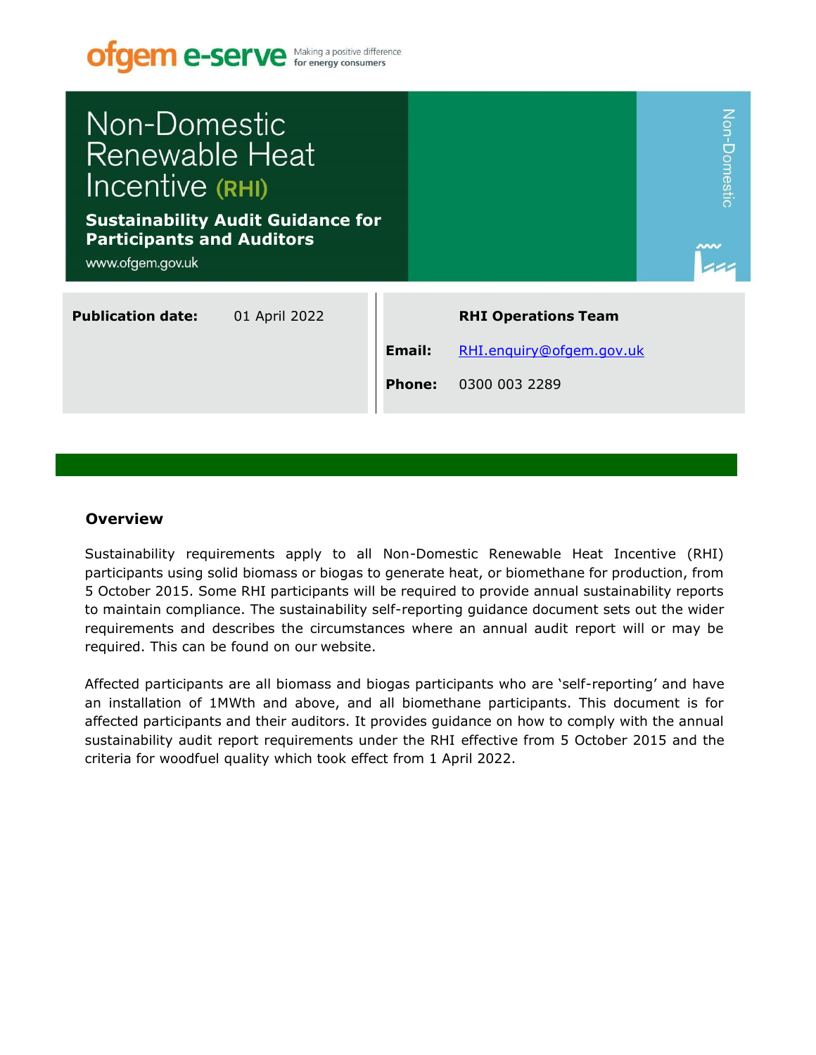ofgem e-serve — Making a positive difference for energy consumers

# Non-Domestic Renewable Heat Incentive (RHI)

## Sustainability Audit Guidance for Participants and Auditors

www.ofgem.gov.uk

Non-Domestic

| **Publication date:** | 01 April 2022 |
|---|---|

**RHI Operations Team**

**Email:** RHI.enquiry@ofgem.gov.uk

**Phone:** 0300 003 2289

### Overview

Sustainability requirements apply to all Non-Domestic Renewable Heat Incentive (RHI) participants using solid biomass or biogas to generate heat, or biomethane for production, from 5 October 2015. Some RHI participants will be required to provide annual sustainability reports to maintain compliance. The sustainability self-reporting guidance document sets out the wider requirements and describes the circumstances where an annual audit report will or may be required. This can be found on our website.

Affected participants are all biomass and biogas participants who are 'self-reporting' and have an installation of 1MWth and above, and all biomethane participants. This document is for affected participants and their auditors. It provides guidance on how to comply with the annual sustainability audit report requirements under the RHI effective from 5 October 2015 and the criteria for woodfuel quality which took effect from 1 April 2022.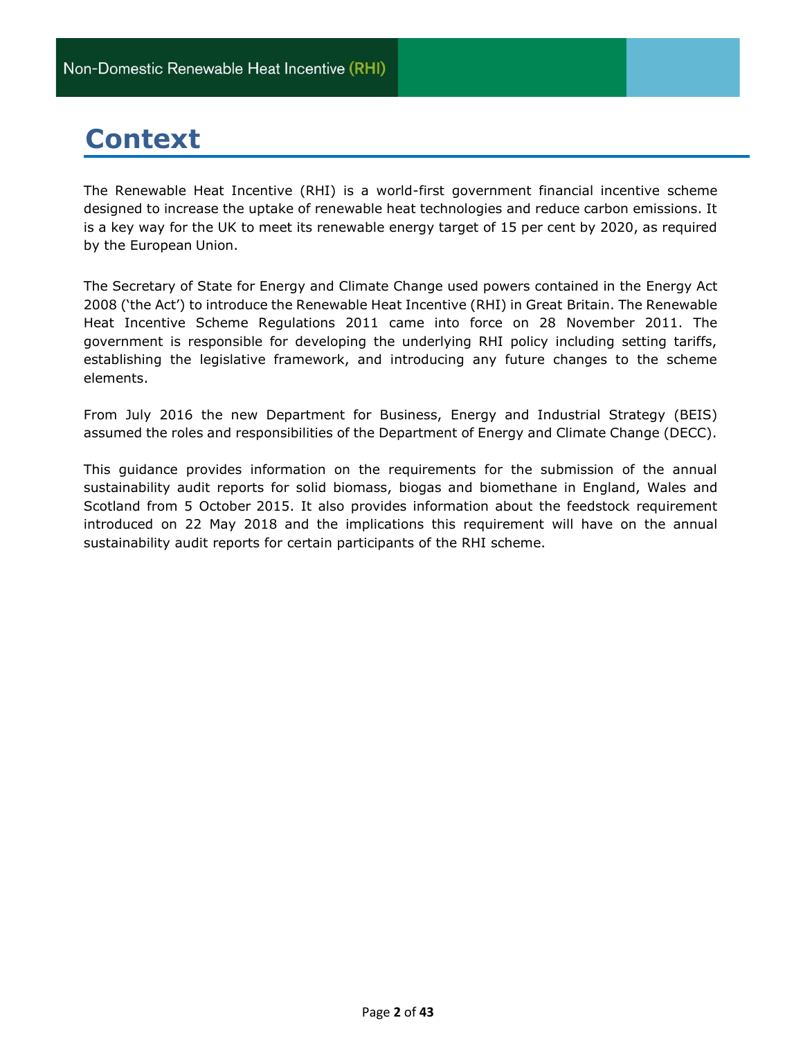# Context

The Renewable Heat Incentive (RHI) is a world-first government financial incentive scheme designed to increase the uptake of renewable heat technologies and reduce carbon emissions. It is a key way for the UK to meet its renewable energy target of 15 per cent by 2020, as required by the European Union.

The Secretary of State for Energy and Climate Change used powers contained in the Energy Act 2008 ('the Act') to introduce the Renewable Heat Incentive (RHI) in Great Britain. The Renewable Heat Incentive Scheme Regulations 2011 came into force on 28 November 2011. The government is responsible for developing the underlying RHI policy including setting tariffs, establishing the legislative framework, and introducing any future changes to the scheme elements.

From July 2016 the new Department for Business, Energy and Industrial Strategy (BEIS) assumed the roles and responsibilities of the Department of Energy and Climate Change (DECC).

This guidance provides information on the requirements for the submission of the annual sustainability audit reports for solid biomass, biogas and biomethane in England, Wales and Scotland from 5 October 2015. It also provides information about the feedstock requirement introduced on 22 May 2018 and the implications this requirement will have on the annual sustainability audit reports for certain participants of the RHI scheme.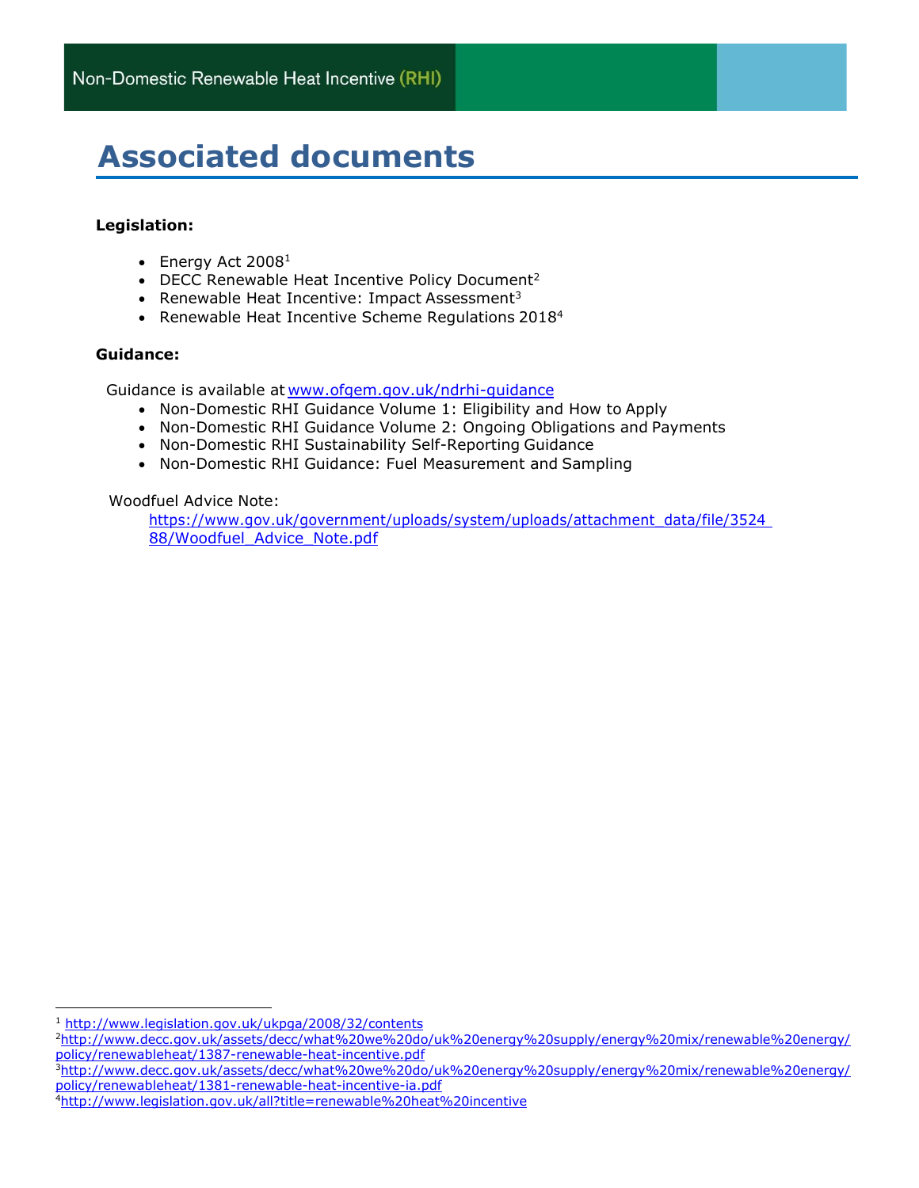# Associated documents

**Legislation:**

- Energy Act 2008[1]
- DECC Renewable Heat Incentive Policy Document[2]
- Renewable Heat Incentive: Impact Assessment[3]
- Renewable Heat Incentive Scheme Regulations 2018[4]

**Guidance:**

Guidance is available at www.ofgem.gov.uk/ndrhi-guidance

- Non-Domestic RHI Guidance Volume 1: Eligibility and How to Apply
- Non-Domestic RHI Guidance Volume 2: Ongoing Obligations and Payments
- Non-Domestic RHI Sustainability Self-Reporting Guidance
- Non-Domestic RHI Guidance: Fuel Measurement and Sampling

Woodfuel Advice Note:

https://www.gov.uk/government/uploads/system/uploads/attachment_data/file/352488/Woodfuel_Advice_Note.pdf

---

[1] http://www.legislation.gov.uk/ukpga/2008/32/contents

[2] http://www.decc.gov.uk/assets/decc/what%20we%20do/uk%20energy%20supply/energy%20mix/renewable%20energy/policy/renewableheat/1387-renewable-heat-incentive.pdf

[3] http://www.decc.gov.uk/assets/decc/what%20we%20do/uk%20energy%20supply/energy%20mix/renewable%20energy/policy/renewableheat/1381-renewable-heat-incentive-ia.pdf

[4] http://www.legislation.gov.uk/all?title=renewable%20heat%20incentive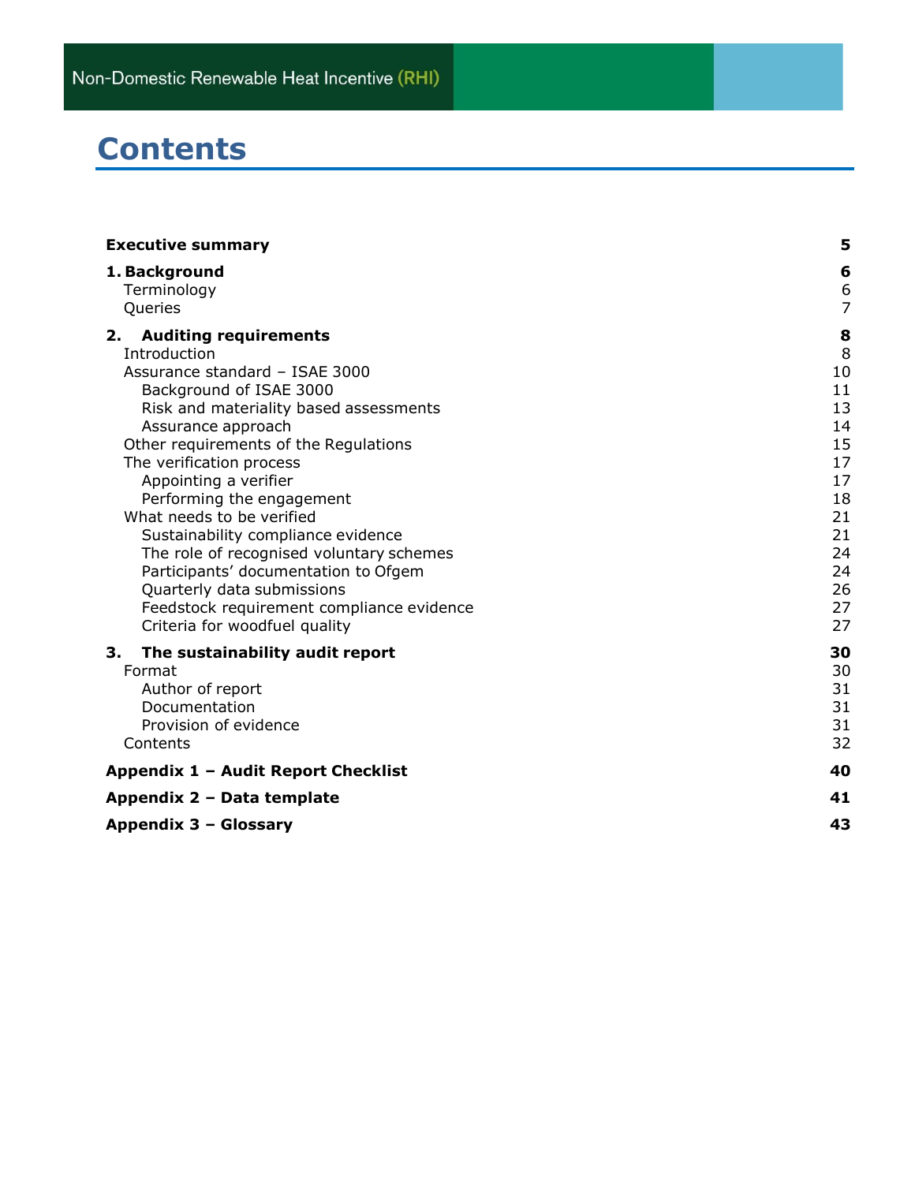# Contents

| | |
|---|---|
| **Executive summary** | **5** |
| **1. Background** | **6** |
| Terminology | 6 |
| Queries | 7 |
| **2. Auditing requirements** | **8** |
| Introduction | 8 |
| Assurance standard – ISAE 3000 | 10 |
| Background of ISAE 3000 | 11 |
| Risk and materiality based assessments | 13 |
| Assurance approach | 14 |
| Other requirements of the Regulations | 15 |
| The verification process | 17 |
| Appointing a verifier | 17 |
| Performing the engagement | 18 |
| What needs to be verified | 21 |
| Sustainability compliance evidence | 21 |
| The role of recognised voluntary schemes | 24 |
| Participants' documentation to Ofgem | 24 |
| Quarterly data submissions | 26 |
| Feedstock requirement compliance evidence | 27 |
| Criteria for woodfuel quality | 27 |
| **3. The sustainability audit report** | **30** |
| Format | 30 |
| Author of report | 31 |
| Documentation | 31 |
| Provision of evidence | 31 |
| Contents | 32 |
| **Appendix 1 – Audit Report Checklist** | **40** |
| **Appendix 2 – Data template** | **41** |
| **Appendix 3 – Glossary** | **43** |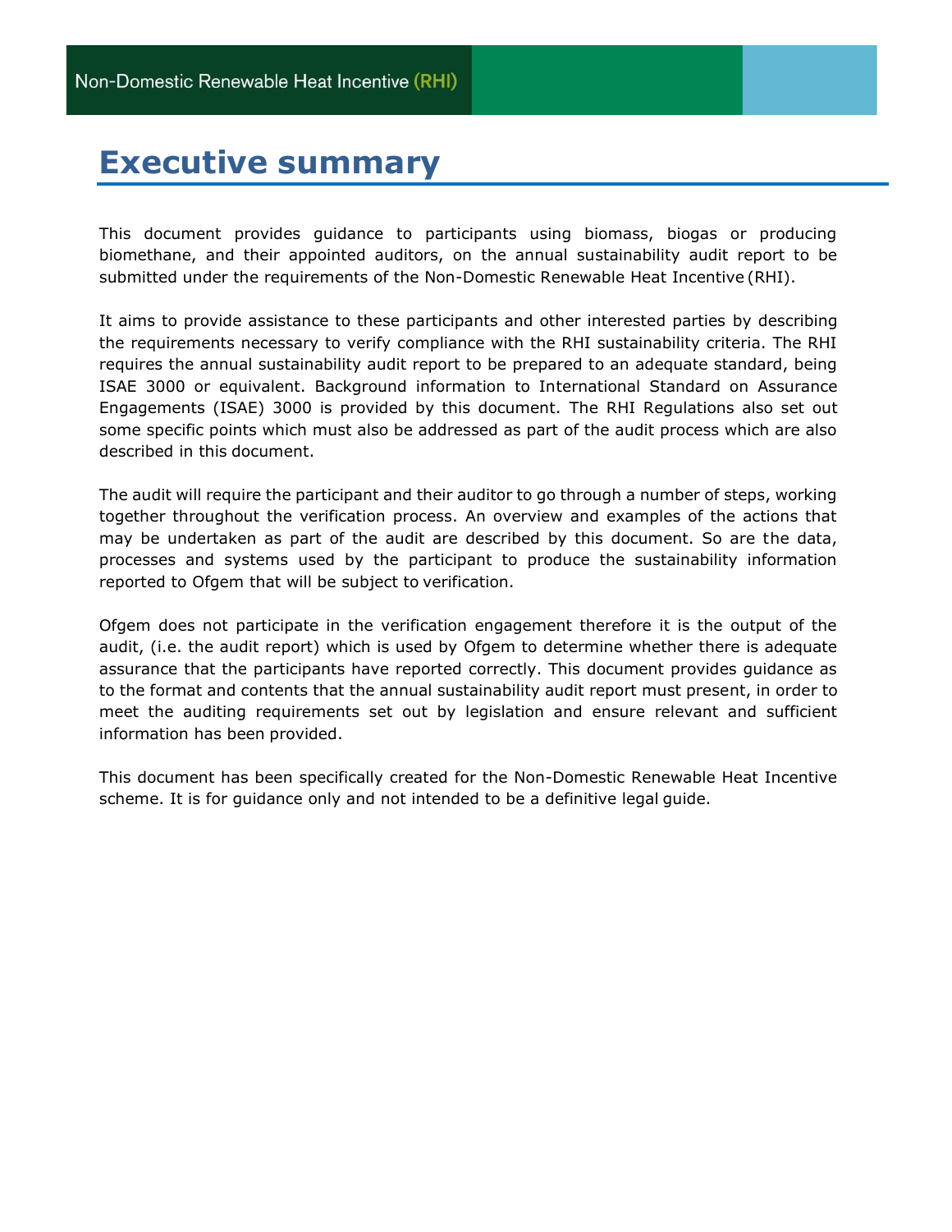# Executive summary

This document provides guidance to participants using biomass, biogas or producing biomethane, and their appointed auditors, on the annual sustainability audit report to be submitted under the requirements of the Non-Domestic Renewable Heat Incentive (RHI).

It aims to provide assistance to these participants and other interested parties by describing the requirements necessary to verify compliance with the RHI sustainability criteria. The RHI requires the annual sustainability audit report to be prepared to an adequate standard, being ISAE 3000 or equivalent. Background information to International Standard on Assurance Engagements (ISAE) 3000 is provided by this document. The RHI Regulations also set out some specific points which must also be addressed as part of the audit process which are also described in this document.

The audit will require the participant and their auditor to go through a number of steps, working together throughout the verification process. An overview and examples of the actions that may be undertaken as part of the audit are described by this document. So are the data, processes and systems used by the participant to produce the sustainability information reported to Ofgem that will be subject to verification.

Ofgem does not participate in the verification engagement therefore it is the output of the audit, (i.e. the audit report) which is used by Ofgem to determine whether there is adequate assurance that the participants have reported correctly. This document provides guidance as to the format and contents that the annual sustainability audit report must present, in order to meet the auditing requirements set out by legislation and ensure relevant and sufficient information has been provided.

This document has been specifically created for the Non-Domestic Renewable Heat Incentive scheme. It is for guidance only and not intended to be a definitive legal guide.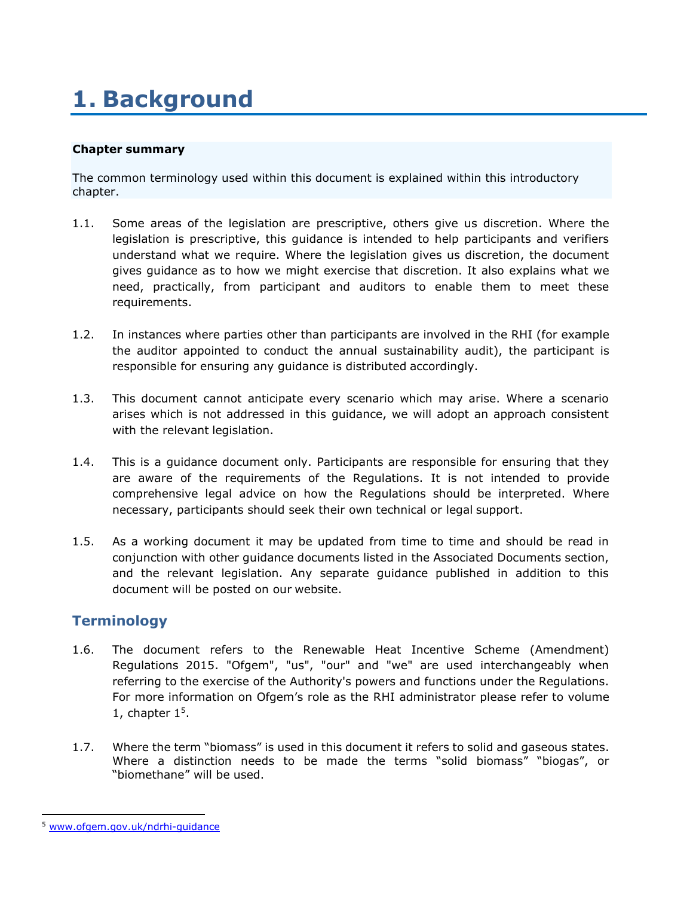# 1. Background

**Chapter summary**

The common terminology used within this document is explained within this introductory chapter.

1.1. Some areas of the legislation are prescriptive, others give us discretion. Where the legislation is prescriptive, this guidance is intended to help participants and verifiers understand what we require. Where the legislation gives us discretion, the document gives guidance as to how we might exercise that discretion. It also explains what we need, practically, from participant and auditors to enable them to meet these requirements.

1.2. In instances where parties other than participants are involved in the RHI (for example the auditor appointed to conduct the annual sustainability audit), the participant is responsible for ensuring any guidance is distributed accordingly.

1.3. This document cannot anticipate every scenario which may arise. Where a scenario arises which is not addressed in this guidance, we will adopt an approach consistent with the relevant legislation.

1.4. This is a guidance document only. Participants are responsible for ensuring that they are aware of the requirements of the Regulations. It is not intended to provide comprehensive legal advice on how the Regulations should be interpreted. Where necessary, participants should seek their own technical or legal support.

1.5. As a working document it may be updated from time to time and should be read in conjunction with other guidance documents listed in the Associated Documents section, and the relevant legislation. Any separate guidance published in addition to this document will be posted on our website.

## Terminology

1.6. The document refers to the Renewable Heat Incentive Scheme (Amendment) Regulations 2015. "Ofgem", "us", "our" and "we" are used interchangeably when referring to the exercise of the Authority's powers and functions under the Regulations. For more information on Ofgem's role as the RHI administrator please refer to volume 1, chapter 1[5].

1.7. Where the term "biomass" is used in this document it refers to solid and gaseous states. Where a distinction needs to be made the terms "solid biomass" "biogas", or "biomethane" will be used.

---

[5] www.ofgem.gov.uk/ndrhi-guidance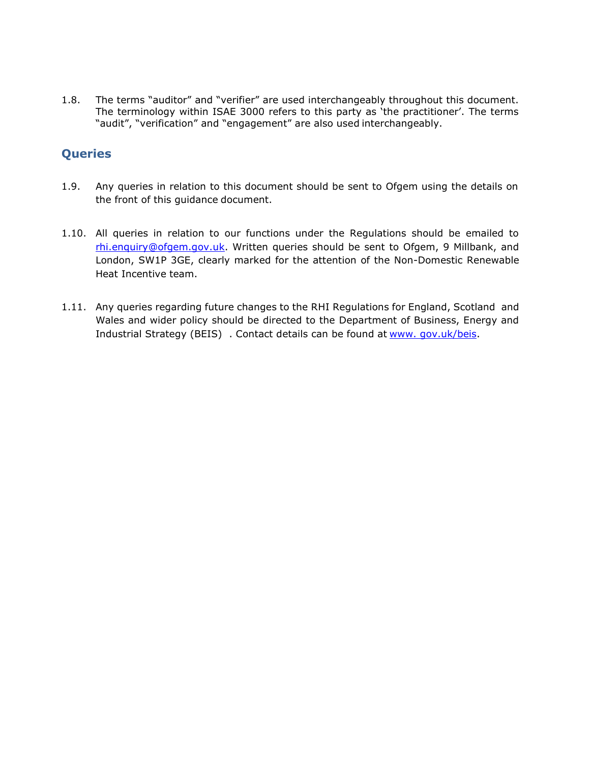1.8. The terms "auditor" and "verifier" are used interchangeably throughout this document. The terminology within ISAE 3000 refers to this party as 'the practitioner'. The terms "audit", "verification" and "engagement" are also used interchangeably.

## Queries

1.9. Any queries in relation to this document should be sent to Ofgem using the details on the front of this guidance document.

1.10. All queries in relation to our functions under the Regulations should be emailed to rhi.enquiry@ofgem.gov.uk. Written queries should be sent to Ofgem, 9 Millbank, and London, SW1P 3GE, clearly marked for the attention of the Non-Domestic Renewable Heat Incentive team.

1.11. Any queries regarding future changes to the RHI Regulations for England, Scotland and Wales and wider policy should be directed to the Department of Business, Energy and Industrial Strategy (BEIS) . Contact details can be found at www. gov.uk/beis.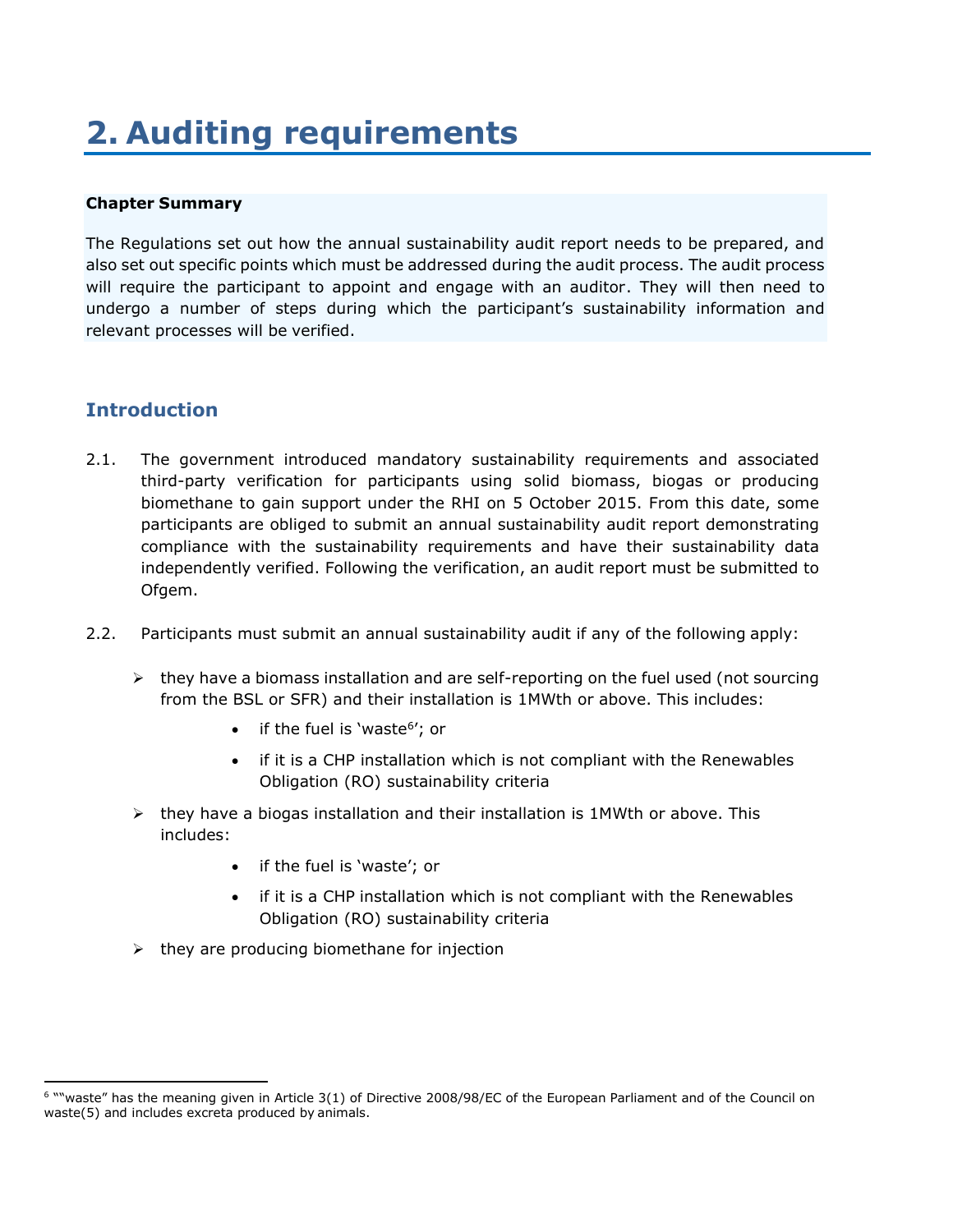# 2. Auditing requirements

**Chapter Summary**

The Regulations set out how the annual sustainability audit report needs to be prepared, and also set out specific points which must be addressed during the audit process. The audit process will require the participant to appoint and engage with an auditor. They will then need to undergo a number of steps during which the participant's sustainability information and relevant processes will be verified.

## Introduction

2.1. The government introduced mandatory sustainability requirements and associated third-party verification for participants using solid biomass, biogas or producing biomethane to gain support under the RHI on 5 October 2015. From this date, some participants are obliged to submit an annual sustainability audit report demonstrating compliance with the sustainability requirements and have their sustainability data independently verified. Following the verification, an audit report must be submitted to Ofgem.

2.2. Participants must submit an annual sustainability audit if any of the following apply:

- they have a biomass installation and are self-reporting on the fuel used (not sourcing from the BSL or SFR) and their installation is 1MWth or above. This includes:
  - if the fuel is 'waste[6]'; or
  - if it is a CHP installation which is not compliant with the Renewables Obligation (RO) sustainability criteria
- they have a biogas installation and their installation is 1MWth or above. This includes:
  - if the fuel is 'waste'; or
  - if it is a CHP installation which is not compliant with the Renewables Obligation (RO) sustainability criteria
- they are producing biomethane for injection

[6] ""waste" has the meaning given in Article 3(1) of Directive 2008/98/EC of the European Parliament and of the Council on waste(5) and includes excreta produced by animals.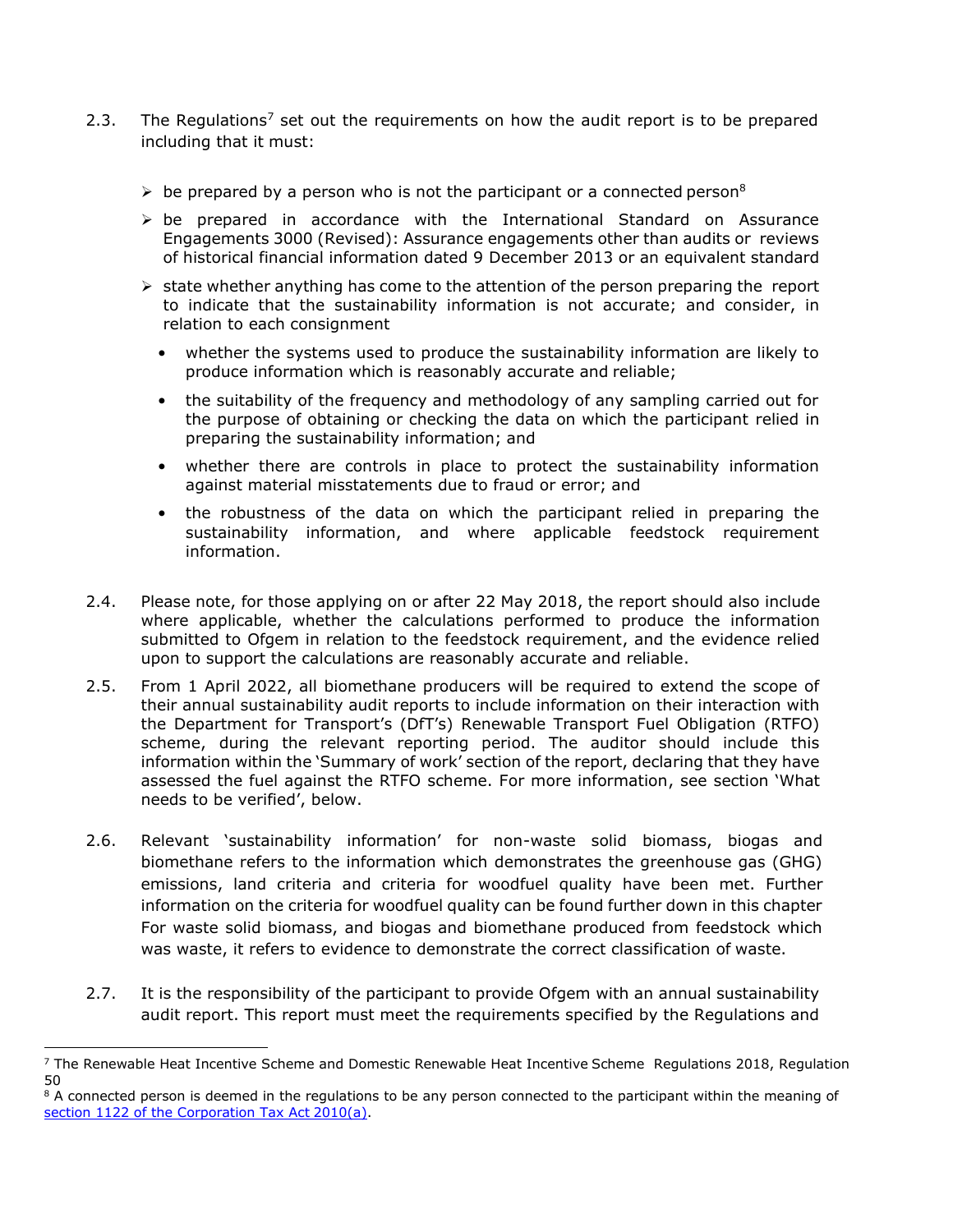2.3. The Regulations[7] set out the requirements on how the audit report is to be prepared including that it must:

- be prepared by a person who is not the participant or a connected person[8]
- be prepared in accordance with the International Standard on Assurance Engagements 3000 (Revised): Assurance engagements other than audits or reviews of historical financial information dated 9 December 2013 or an equivalent standard
- state whether anything has come to the attention of the person preparing the report to indicate that the sustainability information is not accurate; and consider, in relation to each consignment
  - whether the systems used to produce the sustainability information are likely to produce information which is reasonably accurate and reliable;
  - the suitability of the frequency and methodology of any sampling carried out for the purpose of obtaining or checking the data on which the participant relied in preparing the sustainability information; and
  - whether there are controls in place to protect the sustainability information against material misstatements due to fraud or error; and
  - the robustness of the data on which the participant relied in preparing the sustainability information, and where applicable feedstock requirement information.

2.4. Please note, for those applying on or after 22 May 2018, the report should also include where applicable, whether the calculations performed to produce the information submitted to Ofgem in relation to the feedstock requirement, and the evidence relied upon to support the calculations are reasonably accurate and reliable.

2.5. From 1 April 2022, all biomethane producers will be required to extend the scope of their annual sustainability audit reports to include information on their interaction with the Department for Transport's (DfT's) Renewable Transport Fuel Obligation (RTFO) scheme, during the relevant reporting period. The auditor should include this information within the 'Summary of work' section of the report, declaring that they have assessed the fuel against the RTFO scheme. For more information, see section 'What needs to be verified', below.

2.6. Relevant 'sustainability information' for non-waste solid biomass, biogas and biomethane refers to the information which demonstrates the greenhouse gas (GHG) emissions, land criteria and criteria for woodfuel quality have been met. Further information on the criteria for woodfuel quality can be found further down in this chapter For waste solid biomass, and biogas and biomethane produced from feedstock which was waste, it refers to evidence to demonstrate the correct classification of waste.

2.7. It is the responsibility of the participant to provide Ofgem with an annual sustainability audit report. This report must meet the requirements specified by the Regulations and

---

[7] The Renewable Heat Incentive Scheme and Domestic Renewable Heat Incentive Scheme Regulations 2018, Regulation 50

[8] A connected person is deemed in the regulations to be any person connected to the participant within the meaning of [section 1122 of the Corporation Tax Act 2010(a)](#).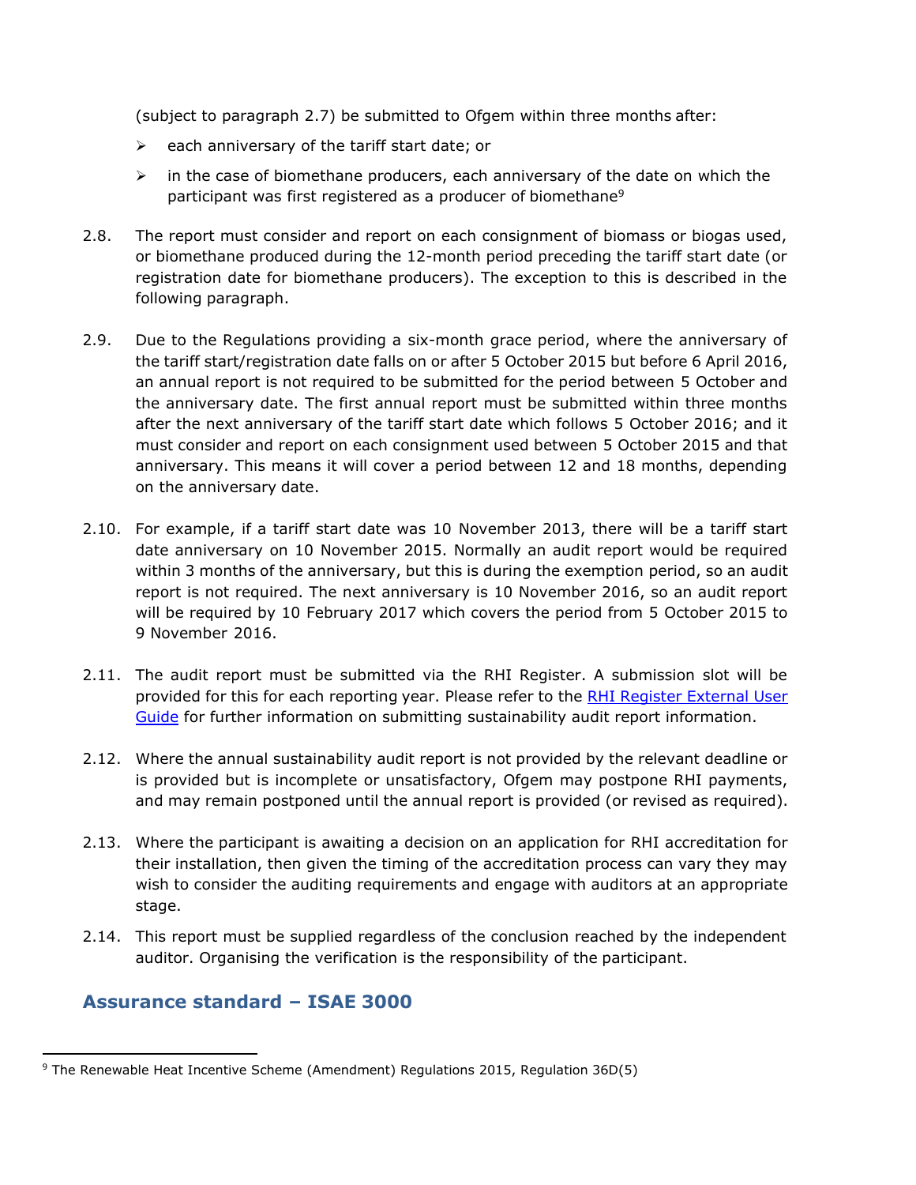(subject to paragraph 2.7) be submitted to Ofgem within three months after:

- each anniversary of the tariff start date; or
- in the case of biomethane producers, each anniversary of the date on which the participant was first registered as a producer of biomethane[9]

2.8. The report must consider and report on each consignment of biomass or biogas used, or biomethane produced during the 12-month period preceding the tariff start date (or registration date for biomethane producers). The exception to this is described in the following paragraph.

2.9. Due to the Regulations providing a six-month grace period, where the anniversary of the tariff start/registration date falls on or after 5 October 2015 but before 6 April 2016, an annual report is not required to be submitted for the period between 5 October and the anniversary date. The first annual report must be submitted within three months after the next anniversary of the tariff start date which follows 5 October 2016; and it must consider and report on each consignment used between 5 October 2015 and that anniversary. This means it will cover a period between 12 and 18 months, depending on the anniversary date.

2.10. For example, if a tariff start date was 10 November 2013, there will be a tariff start date anniversary on 10 November 2015. Normally an audit report would be required within 3 months of the anniversary, but this is during the exemption period, so an audit report is not required. The next anniversary is 10 November 2016, so an audit report will be required by 10 February 2017 which covers the period from 5 October 2015 to 9 November 2016.

2.11. The audit report must be submitted via the RHI Register. A submission slot will be provided for this for each reporting year. Please refer to the [RHI Register External User Guide]() for further information on submitting sustainability audit report information.

2.12. Where the annual sustainability audit report is not provided by the relevant deadline or is provided but is incomplete or unsatisfactory, Ofgem may postpone RHI payments, and may remain postponed until the annual report is provided (or revised as required).

2.13. Where the participant is awaiting a decision on an application for RHI accreditation for their installation, then given the timing of the accreditation process can vary they may wish to consider the auditing requirements and engage with auditors at an appropriate stage.

2.14. This report must be supplied regardless of the conclusion reached by the independent auditor. Organising the verification is the responsibility of the participant.

## Assurance standard – ISAE 3000

[9] The Renewable Heat Incentive Scheme (Amendment) Regulations 2015, Regulation 36D(5)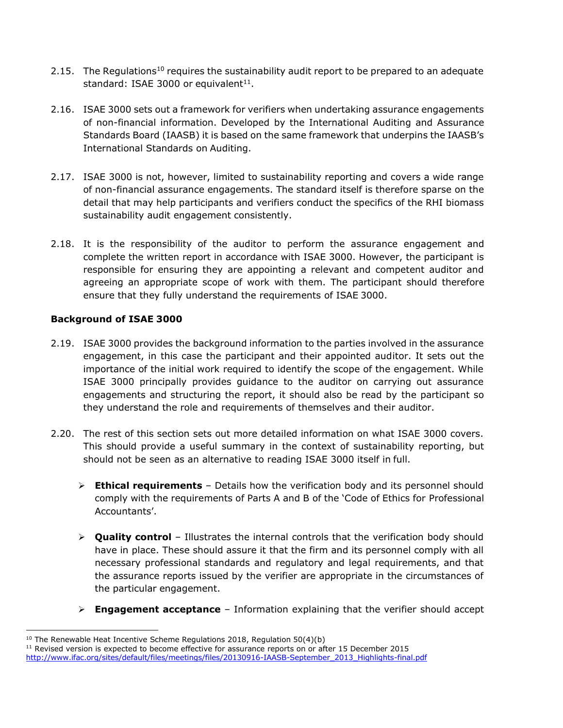2.15. The Regulations[10] requires the sustainability audit report to be prepared to an adequate standard: ISAE 3000 or equivalent[11].

2.16. ISAE 3000 sets out a framework for verifiers when undertaking assurance engagements of non-financial information. Developed by the International Auditing and Assurance Standards Board (IAASB) it is based on the same framework that underpins the IAASB's International Standards on Auditing.

2.17. ISAE 3000 is not, however, limited to sustainability reporting and covers a wide range of non-financial assurance engagements. The standard itself is therefore sparse on the detail that may help participants and verifiers conduct the specifics of the RHI biomass sustainability audit engagement consistently.

2.18. It is the responsibility of the auditor to perform the assurance engagement and complete the written report in accordance with ISAE 3000. However, the participant is responsible for ensuring they are appointing a relevant and competent auditor and agreeing an appropriate scope of work with them. The participant should therefore ensure that they fully understand the requirements of ISAE 3000.

**Background of ISAE 3000**

2.19. ISAE 3000 provides the background information to the parties involved in the assurance engagement, in this case the participant and their appointed auditor. It sets out the importance of the initial work required to identify the scope of the engagement. While ISAE 3000 principally provides guidance to the auditor on carrying out assurance engagements and structuring the report, it should also be read by the participant so they understand the role and requirements of themselves and their auditor.

2.20. The rest of this section sets out more detailed information on what ISAE 3000 covers. This should provide a useful summary in the context of sustainability reporting, but should not be seen as an alternative to reading ISAE 3000 itself in full.

- **Ethical requirements** – Details how the verification body and its personnel should comply with the requirements of Parts A and B of the 'Code of Ethics for Professional Accountants'.

- **Quality control** – Illustrates the internal controls that the verification body should have in place. These should assure it that the firm and its personnel comply with all necessary professional standards and regulatory and legal requirements, and that the assurance reports issued by the verifier are appropriate in the circumstances of the particular engagement.

- **Engagement acceptance** – Information explaining that the verifier should accept

---

[10] The Renewable Heat Incentive Scheme Regulations 2018, Regulation 50(4)(b)

[11] Revised version is expected to become effective for assurance reports on or after 15 December 2015 http://www.ifac.org/sites/default/files/meetings/files/20130916-IAASB-September_2013_Highlights-final.pdf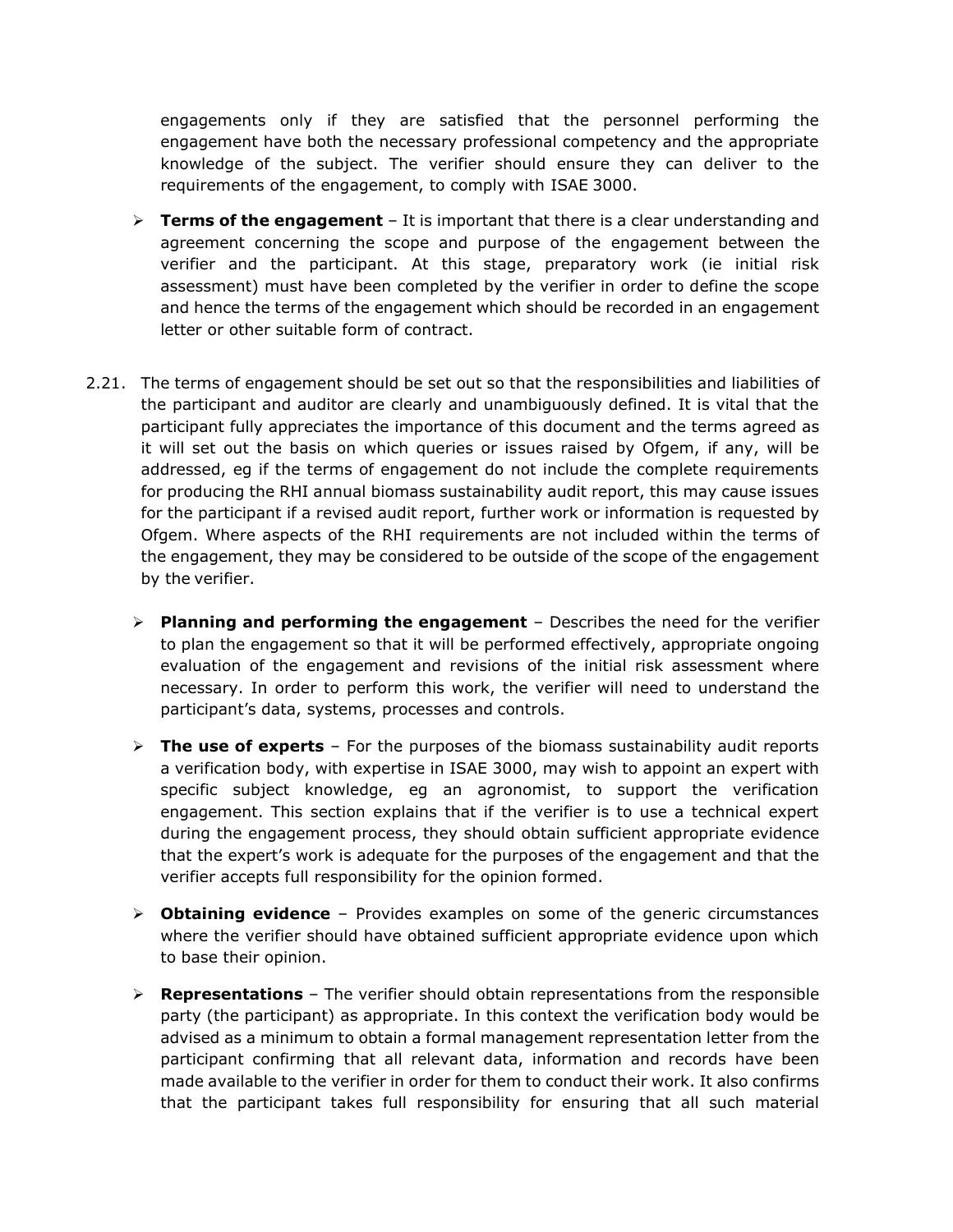engagements only if they are satisfied that the personnel performing the engagement have both the necessary professional competency and the appropriate knowledge of the subject. The verifier should ensure they can deliver to the requirements of the engagement, to comply with ISAE 3000.

- **Terms of the engagement** – It is important that there is a clear understanding and agreement concerning the scope and purpose of the engagement between the verifier and the participant. At this stage, preparatory work (ie initial risk assessment) must have been completed by the verifier in order to define the scope and hence the terms of the engagement which should be recorded in an engagement letter or other suitable form of contract.

2.21. The terms of engagement should be set out so that the responsibilities and liabilities of the participant and auditor are clearly and unambiguously defined. It is vital that the participant fully appreciates the importance of this document and the terms agreed as it will set out the basis on which queries or issues raised by Ofgem, if any, will be addressed, eg if the terms of engagement do not include the complete requirements for producing the RHI annual biomass sustainability audit report, this may cause issues for the participant if a revised audit report, further work or information is requested by Ofgem. Where aspects of the RHI requirements are not included within the terms of the engagement, they may be considered to be outside of the scope of the engagement by the verifier.

- **Planning and performing the engagement** – Describes the need for the verifier to plan the engagement so that it will be performed effectively, appropriate ongoing evaluation of the engagement and revisions of the initial risk assessment where necessary. In order to perform this work, the verifier will need to understand the participant's data, systems, processes and controls.

- **The use of experts** – For the purposes of the biomass sustainability audit reports a verification body, with expertise in ISAE 3000, may wish to appoint an expert with specific subject knowledge, eg an agronomist, to support the verification engagement. This section explains that if the verifier is to use a technical expert during the engagement process, they should obtain sufficient appropriate evidence that the expert's work is adequate for the purposes of the engagement and that the verifier accepts full responsibility for the opinion formed.

- **Obtaining evidence** – Provides examples on some of the generic circumstances where the verifier should have obtained sufficient appropriate evidence upon which to base their opinion.

- **Representations** – The verifier should obtain representations from the responsible party (the participant) as appropriate. In this context the verification body would be advised as a minimum to obtain a formal management representation letter from the participant confirming that all relevant data, information and records have been made available to the verifier in order for them to conduct their work. It also confirms that the participant takes full responsibility for ensuring that all such material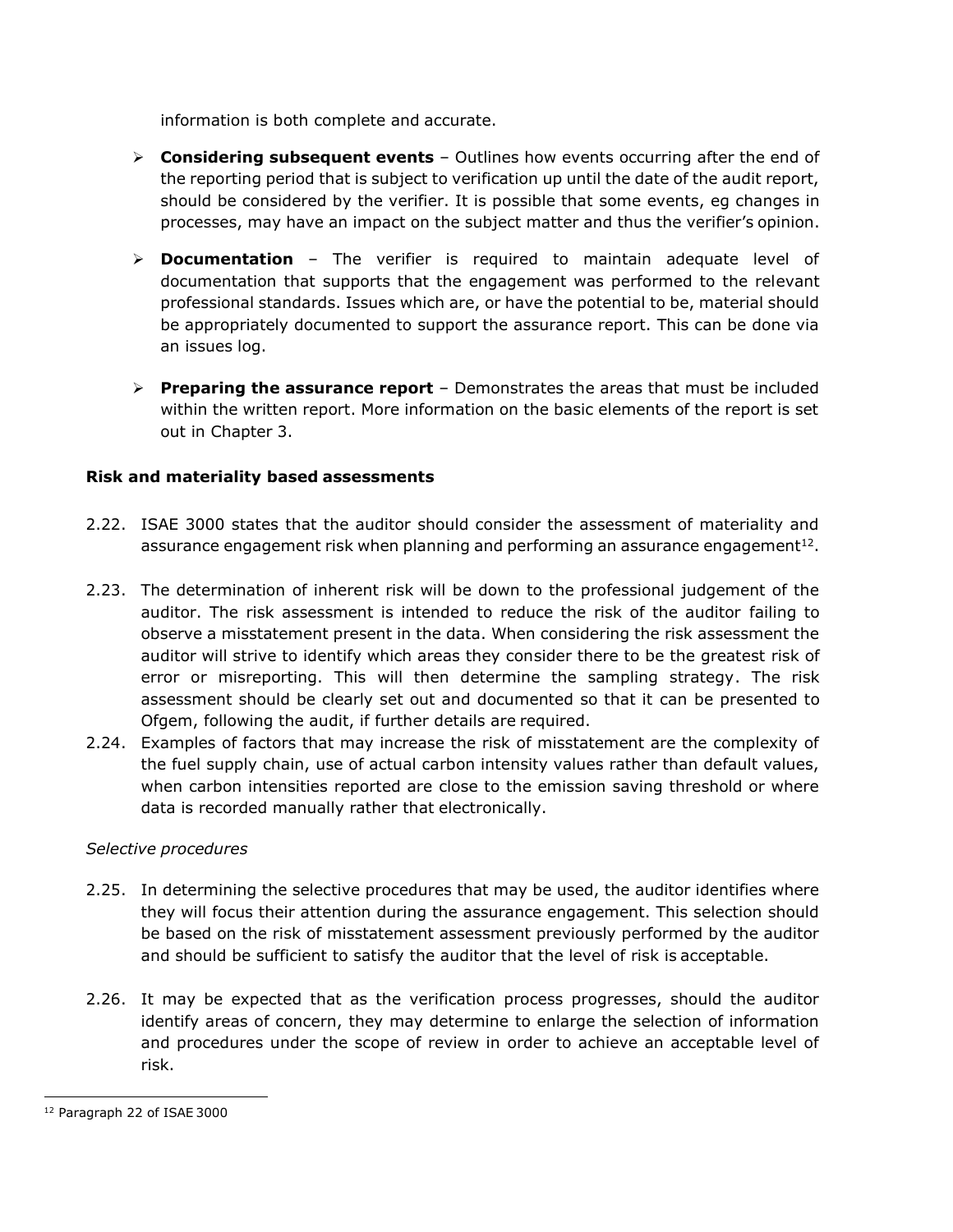information is both complete and accurate.

- **Considering subsequent events** – Outlines how events occurring after the end of the reporting period that is subject to verification up until the date of the audit report, should be considered by the verifier. It is possible that some events, eg changes in processes, may have an impact on the subject matter and thus the verifier's opinion.
- **Documentation** – The verifier is required to maintain adequate level of documentation that supports that the engagement was performed to the relevant professional standards. Issues which are, or have the potential to be, material should be appropriately documented to support the assurance report. This can be done via an issues log.
- **Preparing the assurance report** – Demonstrates the areas that must be included within the written report. More information on the basic elements of the report is set out in Chapter 3.

**Risk and materiality based assessments**

2.22. ISAE 3000 states that the auditor should consider the assessment of materiality and assurance engagement risk when planning and performing an assurance engagement[12].

2.23. The determination of inherent risk will be down to the professional judgement of the auditor. The risk assessment is intended to reduce the risk of the auditor failing to observe a misstatement present in the data. When considering the risk assessment the auditor will strive to identify which areas they consider there to be the greatest risk of error or misreporting. This will then determine the sampling strategy. The risk assessment should be clearly set out and documented so that it can be presented to Ofgem, following the audit, if further details are required.

2.24. Examples of factors that may increase the risk of misstatement are the complexity of the fuel supply chain, use of actual carbon intensity values rather than default values, when carbon intensities reported are close to the emission saving threshold or where data is recorded manually rather that electronically.

*Selective procedures*

2.25. In determining the selective procedures that may be used, the auditor identifies where they will focus their attention during the assurance engagement. This selection should be based on the risk of misstatement assessment previously performed by the auditor and should be sufficient to satisfy the auditor that the level of risk is acceptable.

2.26. It may be expected that as the verification process progresses, should the auditor identify areas of concern, they may determine to enlarge the selection of information and procedures under the scope of review in order to achieve an acceptable level of risk.

[12] Paragraph 22 of ISAE 3000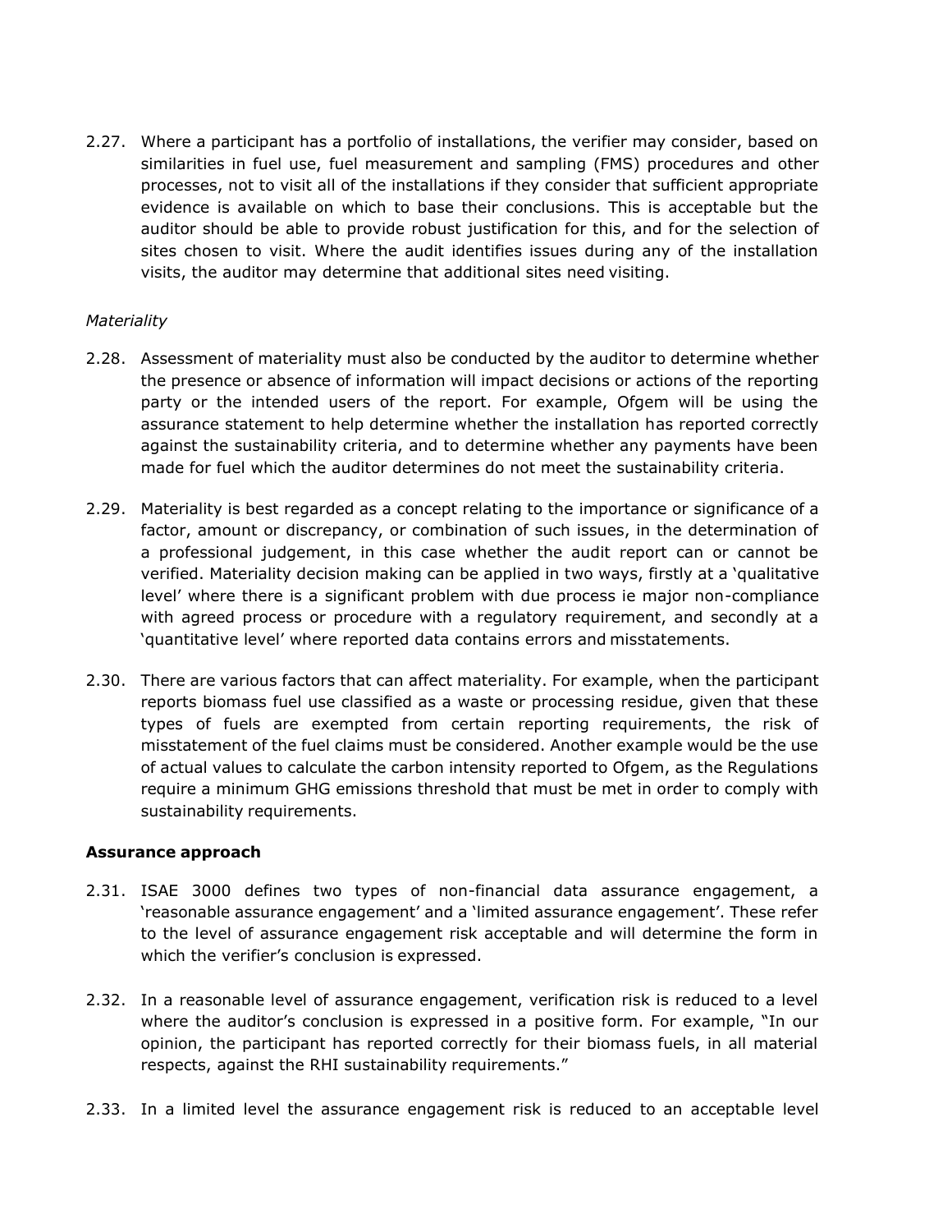2.27. Where a participant has a portfolio of installations, the verifier may consider, based on similarities in fuel use, fuel measurement and sampling (FMS) procedures and other processes, not to visit all of the installations if they consider that sufficient appropriate evidence is available on which to base their conclusions. This is acceptable but the auditor should be able to provide robust justification for this, and for the selection of sites chosen to visit. Where the audit identifies issues during any of the installation visits, the auditor may determine that additional sites need visiting.

*Materiality*

2.28. Assessment of materiality must also be conducted by the auditor to determine whether the presence or absence of information will impact decisions or actions of the reporting party or the intended users of the report. For example, Ofgem will be using the assurance statement to help determine whether the installation has reported correctly against the sustainability criteria, and to determine whether any payments have been made for fuel which the auditor determines do not meet the sustainability criteria.

2.29. Materiality is best regarded as a concept relating to the importance or significance of a factor, amount or discrepancy, or combination of such issues, in the determination of a professional judgement, in this case whether the audit report can or cannot be verified. Materiality decision making can be applied in two ways, firstly at a 'qualitative level' where there is a significant problem with due process ie major non-compliance with agreed process or procedure with a regulatory requirement, and secondly at a 'quantitative level' where reported data contains errors and misstatements.

2.30. There are various factors that can affect materiality. For example, when the participant reports biomass fuel use classified as a waste or processing residue, given that these types of fuels are exempted from certain reporting requirements, the risk of misstatement of the fuel claims must be considered. Another example would be the use of actual values to calculate the carbon intensity reported to Ofgem, as the Regulations require a minimum GHG emissions threshold that must be met in order to comply with sustainability requirements.

**Assurance approach**

2.31. ISAE 3000 defines two types of non-financial data assurance engagement, a 'reasonable assurance engagement' and a 'limited assurance engagement'. These refer to the level of assurance engagement risk acceptable and will determine the form in which the verifier's conclusion is expressed.

2.32. In a reasonable level of assurance engagement, verification risk is reduced to a level where the auditor's conclusion is expressed in a positive form. For example, "In our opinion, the participant has reported correctly for their biomass fuels, in all material respects, against the RHI sustainability requirements."

2.33. In a limited level the assurance engagement risk is reduced to an acceptable level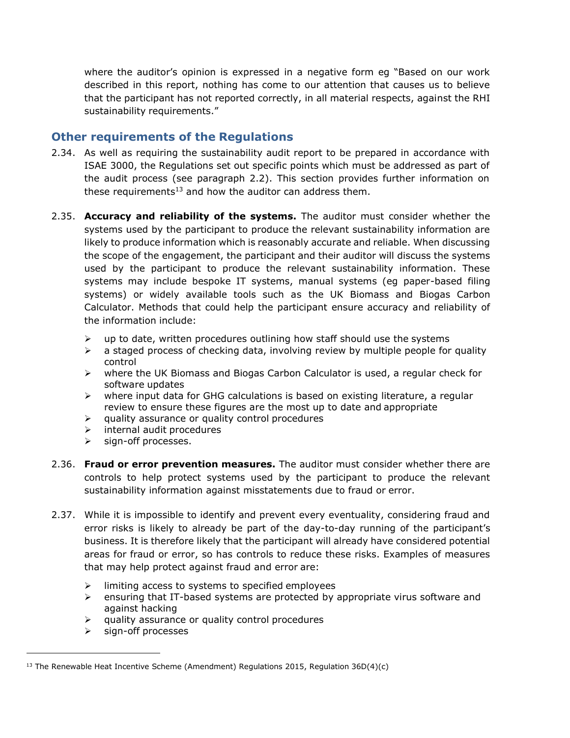where the auditor's opinion is expressed in a negative form eg "Based on our work described in this report, nothing has come to our attention that causes us to believe that the participant has not reported correctly, in all material respects, against the RHI sustainability requirements."

## Other requirements of the Regulations

2.34. As well as requiring the sustainability audit report to be prepared in accordance with ISAE 3000, the Regulations set out specific points which must be addressed as part of the audit process (see paragraph 2.2). This section provides further information on these requirements[13] and how the auditor can address them.

2.35. **Accuracy and reliability of the systems.** The auditor must consider whether the systems used by the participant to produce the relevant sustainability information are likely to produce information which is reasonably accurate and reliable. When discussing the scope of the engagement, the participant and their auditor will discuss the systems used by the participant to produce the relevant sustainability information. These systems may include bespoke IT systems, manual systems (eg paper-based filing systems) or widely available tools such as the UK Biomass and Biogas Carbon Calculator. Methods that could help the participant ensure accuracy and reliability of the information include:

- up to date, written procedures outlining how staff should use the systems
- a staged process of checking data, involving review by multiple people for quality control
- where the UK Biomass and Biogas Carbon Calculator is used, a regular check for software updates
- where input data for GHG calculations is based on existing literature, a regular review to ensure these figures are the most up to date and appropriate
- quality assurance or quality control procedures
- internal audit procedures
- sign-off processes.

2.36. **Fraud or error prevention measures.** The auditor must consider whether there are controls to help protect systems used by the participant to produce the relevant sustainability information against misstatements due to fraud or error.

2.37. While it is impossible to identify and prevent every eventuality, considering fraud and error risks is likely to already be part of the day-to-day running of the participant's business. It is therefore likely that the participant will already have considered potential areas for fraud or error, so has controls to reduce these risks. Examples of measures that may help protect against fraud and error are:

- limiting access to systems to specified employees
- ensuring that IT-based systems are protected by appropriate virus software and against hacking
- quality assurance or quality control procedures
- sign-off processes

---

[13] The Renewable Heat Incentive Scheme (Amendment) Regulations 2015, Regulation 36D(4)(c)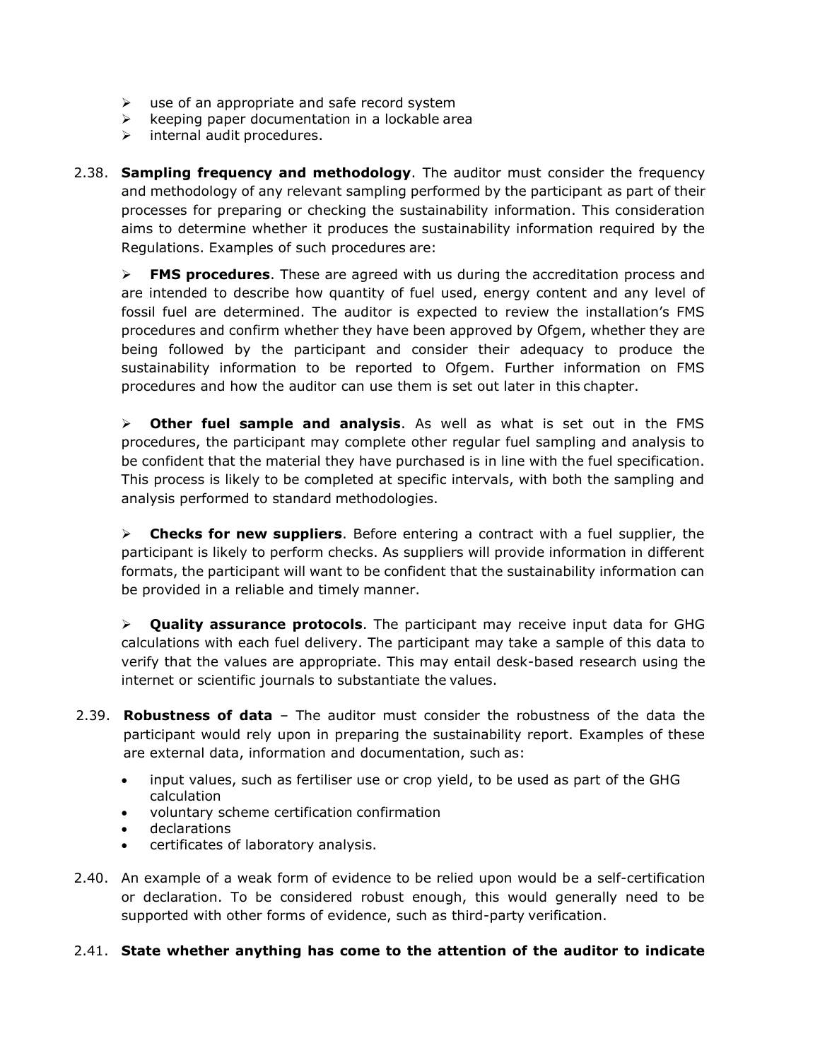- use of an appropriate and safe record system
- keeping paper documentation in a lockable area
- internal audit procedures.

2.38. **Sampling frequency and methodology**. The auditor must consider the frequency and methodology of any relevant sampling performed by the participant as part of their processes for preparing or checking the sustainability information. This consideration aims to determine whether it produces the sustainability information required by the Regulations. Examples of such procedures are:

- **FMS procedures**. These are agreed with us during the accreditation process and are intended to describe how quantity of fuel used, energy content and any level of fossil fuel are determined. The auditor is expected to review the installation's FMS procedures and confirm whether they have been approved by Ofgem, whether they are being followed by the participant and consider their adequacy to produce the sustainability information to be reported to Ofgem. Further information on FMS procedures and how the auditor can use them is set out later in this chapter.

- **Other fuel sample and analysis**. As well as what is set out in the FMS procedures, the participant may complete other regular fuel sampling and analysis to be confident that the material they have purchased is in line with the fuel specification. This process is likely to be completed at specific intervals, with both the sampling and analysis performed to standard methodologies.

- **Checks for new suppliers**. Before entering a contract with a fuel supplier, the participant is likely to perform checks. As suppliers will provide information in different formats, the participant will want to be confident that the sustainability information can be provided in a reliable and timely manner.

- **Quality assurance protocols**. The participant may receive input data for GHG calculations with each fuel delivery. The participant may take a sample of this data to verify that the values are appropriate. This may entail desk-based research using the internet or scientific journals to substantiate the values.

2.39. **Robustness of data** – The auditor must consider the robustness of the data the participant would rely upon in preparing the sustainability report. Examples of these are external data, information and documentation, such as:

- input values, such as fertiliser use or crop yield, to be used as part of the GHG calculation
- voluntary scheme certification confirmation
- declarations
- certificates of laboratory analysis.

2.40. An example of a weak form of evidence to be relied upon would be a self-certification or declaration. To be considered robust enough, this would generally need to be supported with other forms of evidence, such as third-party verification.

2.41. **State whether anything has come to the attention of the auditor to indicate**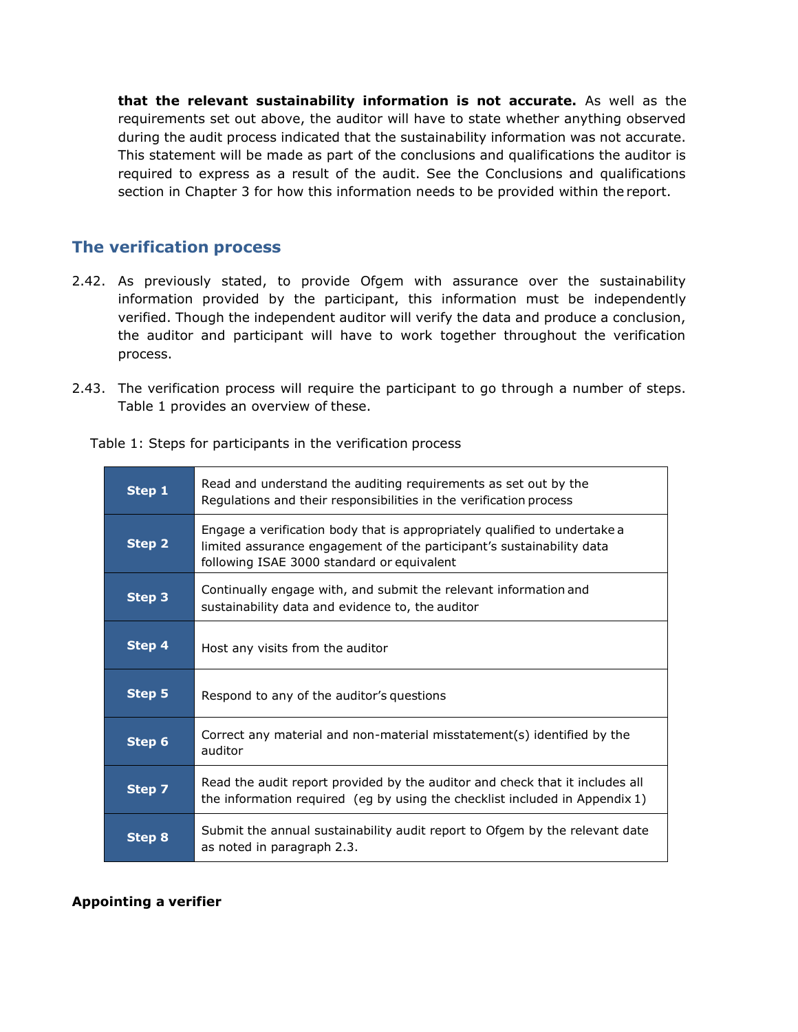**that the relevant sustainability information is not accurate.** As well as the requirements set out above, the auditor will have to state whether anything observed during the audit process indicated that the sustainability information was not accurate. This statement will be made as part of the conclusions and qualifications the auditor is required to express as a result of the audit. See the Conclusions and qualifications section in Chapter 3 for how this information needs to be provided within the report.

## The verification process

2.42. As previously stated, to provide Ofgem with assurance over the sustainability information provided by the participant, this information must be independently verified. Though the independent auditor will verify the data and produce a conclusion, the auditor and participant will have to work together throughout the verification process.

2.43. The verification process will require the participant to go through a number of steps. Table 1 provides an overview of these.

Table 1: Steps for participants in the verification process

| Step | Description |
|---|---|
| **Step 1** | Read and understand the auditing requirements as set out by the Regulations and their responsibilities in the verification process |
| **Step 2** | Engage a verification body that is appropriately qualified to undertake a limited assurance engagement of the participant's sustainability data following ISAE 3000 standard or equivalent |
| **Step 3** | Continually engage with, and submit the relevant information and sustainability data and evidence to, the auditor |
| **Step 4** | Host any visits from the auditor |
| **Step 5** | Respond to any of the auditor's questions |
| **Step 6** | Correct any material and non-material misstatement(s) identified by the auditor |
| **Step 7** | Read the audit report provided by the auditor and check that it includes all the information required (eg by using the checklist included in Appendix 1) |
| **Step 8** | Submit the annual sustainability audit report to Ofgem by the relevant date as noted in paragraph 2.3. |

**Appointing a verifier**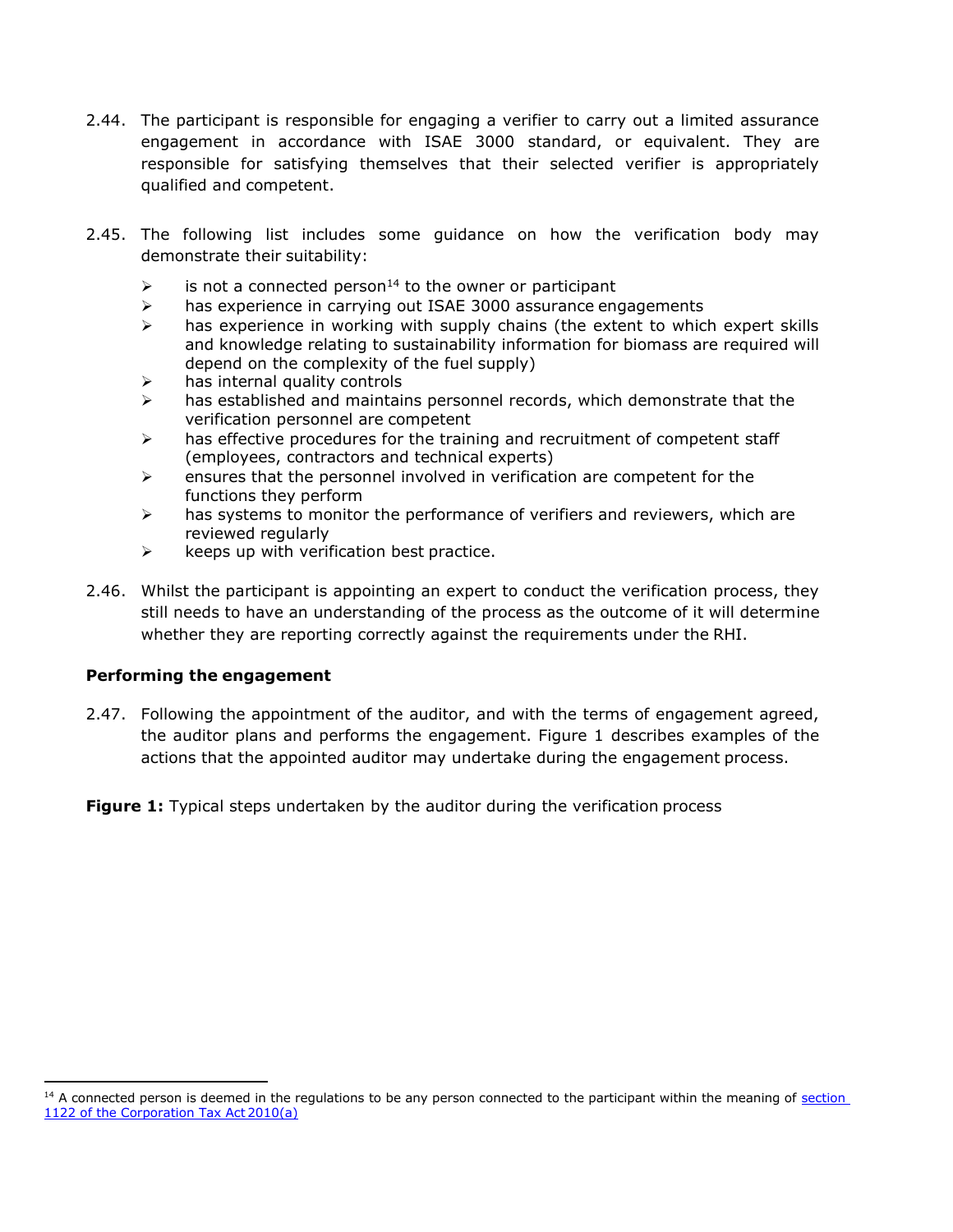2.44. The participant is responsible for engaging a verifier to carry out a limited assurance engagement in accordance with ISAE 3000 standard, or equivalent. They are responsible for satisfying themselves that their selected verifier is appropriately qualified and competent.

2.45. The following list includes some guidance on how the verification body may demonstrate their suitability:

- is not a connected person[14] to the owner or participant
- has experience in carrying out ISAE 3000 assurance engagements
- has experience in working with supply chains (the extent to which expert skills and knowledge relating to sustainability information for biomass are required will depend on the complexity of the fuel supply)
- has internal quality controls
- has established and maintains personnel records, which demonstrate that the verification personnel are competent
- has effective procedures for the training and recruitment of competent staff (employees, contractors and technical experts)
- ensures that the personnel involved in verification are competent for the functions they perform
- has systems to monitor the performance of verifiers and reviewers, which are reviewed regularly
- keeps up with verification best practice.

2.46. Whilst the participant is appointing an expert to conduct the verification process, they still needs to have an understanding of the process as the outcome of it will determine whether they are reporting correctly against the requirements under the RHI.

**Performing the engagement**

2.47. Following the appointment of the auditor, and with the terms of engagement agreed, the auditor plans and performs the engagement. Figure 1 describes examples of the actions that the appointed auditor may undertake during the engagement process.

**Figure 1:** Typical steps undertaken by the auditor during the verification process

[14] A connected person is deemed in the regulations to be any person connected to the participant within the meaning of [section 1122 of the Corporation Tax Act 2010(a)]()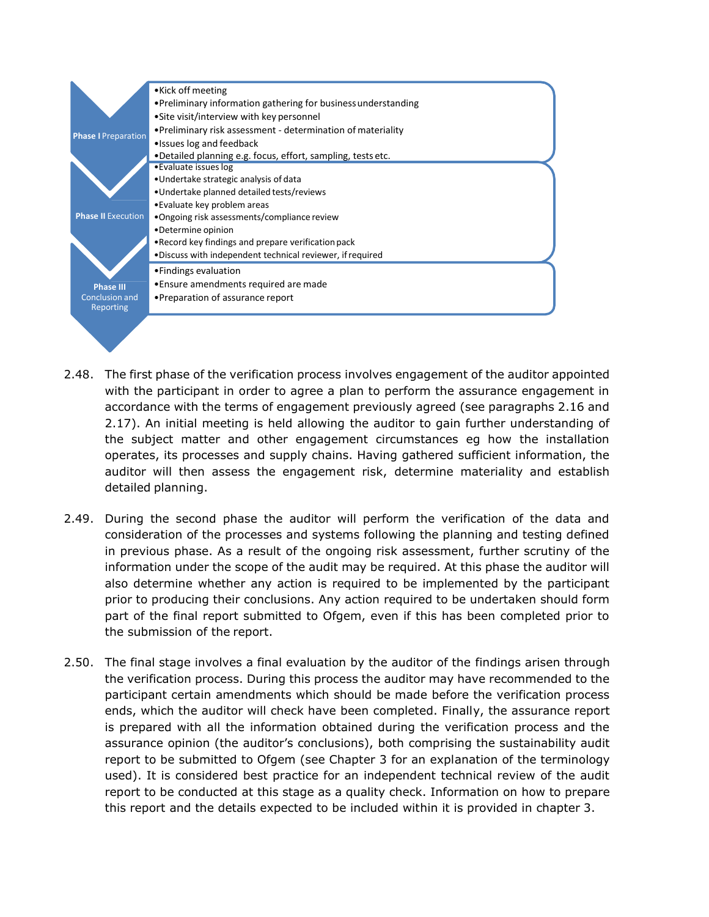**Phase I Preparation**

- Kick off meeting
- Preliminary information gathering for business understanding
- Site visit/interview with key personnel
- Preliminary risk assessment - determination of materiality
- Issues log and feedback
- Detailed planning e.g. focus, effort, sampling, tests etc.

**Phase II Execution**

- Evaluate issues log
- Undertake strategic analysis of data
- Undertake planned detailed tests/reviews
- Evaluate key problem areas
- Ongoing risk assessments/compliance review
- Determine opinion
- Record key findings and prepare verification pack
- Discuss with independent technical reviewer, if required

**Phase III Conclusion and Reporting**

- Findings evaluation
- Ensure amendments required are made
- Preparation of assurance report

2.48. The first phase of the verification process involves engagement of the auditor appointed with the participant in order to agree a plan to perform the assurance engagement in accordance with the terms of engagement previously agreed (see paragraphs 2.16 and 2.17). An initial meeting is held allowing the auditor to gain further understanding of the subject matter and other engagement circumstances eg how the installation operates, its processes and supply chains. Having gathered sufficient information, the auditor will then assess the engagement risk, determine materiality and establish detailed planning.

2.49. During the second phase the auditor will perform the verification of the data and consideration of the processes and systems following the planning and testing defined in previous phase. As a result of the ongoing risk assessment, further scrutiny of the information under the scope of the audit may be required. At this phase the auditor will also determine whether any action is required to be implemented by the participant prior to producing their conclusions. Any action required to be undertaken should form part of the final report submitted to Ofgem, even if this has been completed prior to the submission of the report.

2.50. The final stage involves a final evaluation by the auditor of the findings arisen through the verification process. During this process the auditor may have recommended to the participant certain amendments which should be made before the verification process ends, which the auditor will check have been completed. Finally, the assurance report is prepared with all the information obtained during the verification process and the assurance opinion (the auditor's conclusions), both comprising the sustainability audit report to be submitted to Ofgem (see Chapter 3 for an explanation of the terminology used). It is considered best practice for an independent technical review of the audit report to be conducted at this stage as a quality check. Information on how to prepare this report and the details expected to be included within it is provided in chapter 3.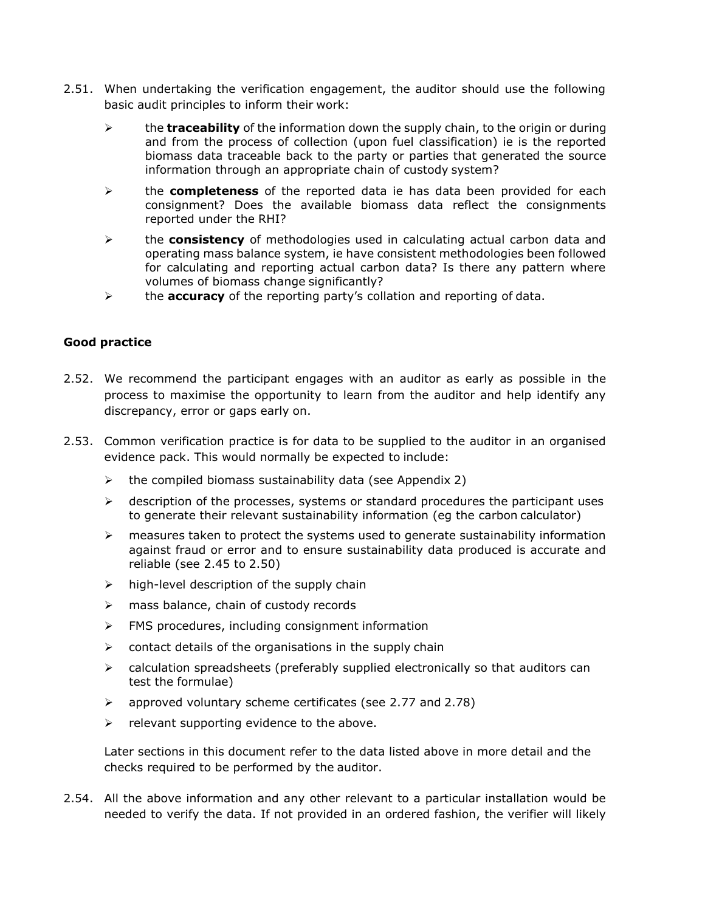2.51. When undertaking the verification engagement, the auditor should use the following basic audit principles to inform their work:

- the **traceability** of the information down the supply chain, to the origin or during and from the process of collection (upon fuel classification) ie is the reported biomass data traceable back to the party or parties that generated the source information through an appropriate chain of custody system?
- the **completeness** of the reported data ie has data been provided for each consignment? Does the available biomass data reflect the consignments reported under the RHI?
- the **consistency** of methodologies used in calculating actual carbon data and operating mass balance system, ie have consistent methodologies been followed for calculating and reporting actual carbon data? Is there any pattern where volumes of biomass change significantly?
- the **accuracy** of the reporting party's collation and reporting of data.

**Good practice**

2.52. We recommend the participant engages with an auditor as early as possible in the process to maximise the opportunity to learn from the auditor and help identify any discrepancy, error or gaps early on.

2.53. Common verification practice is for data to be supplied to the auditor in an organised evidence pack. This would normally be expected to include:

- the compiled biomass sustainability data (see Appendix 2)
- description of the processes, systems or standard procedures the participant uses to generate their relevant sustainability information (eg the carbon calculator)
- measures taken to protect the systems used to generate sustainability information against fraud or error and to ensure sustainability data produced is accurate and reliable (see 2.45 to 2.50)
- high-level description of the supply chain
- mass balance, chain of custody records
- FMS procedures, including consignment information
- contact details of the organisations in the supply chain
- calculation spreadsheets (preferably supplied electronically so that auditors can test the formulae)
- approved voluntary scheme certificates (see 2.77 and 2.78)
- relevant supporting evidence to the above.

Later sections in this document refer to the data listed above in more detail and the checks required to be performed by the auditor.

2.54. All the above information and any other relevant to a particular installation would be needed to verify the data. If not provided in an ordered fashion, the verifier will likely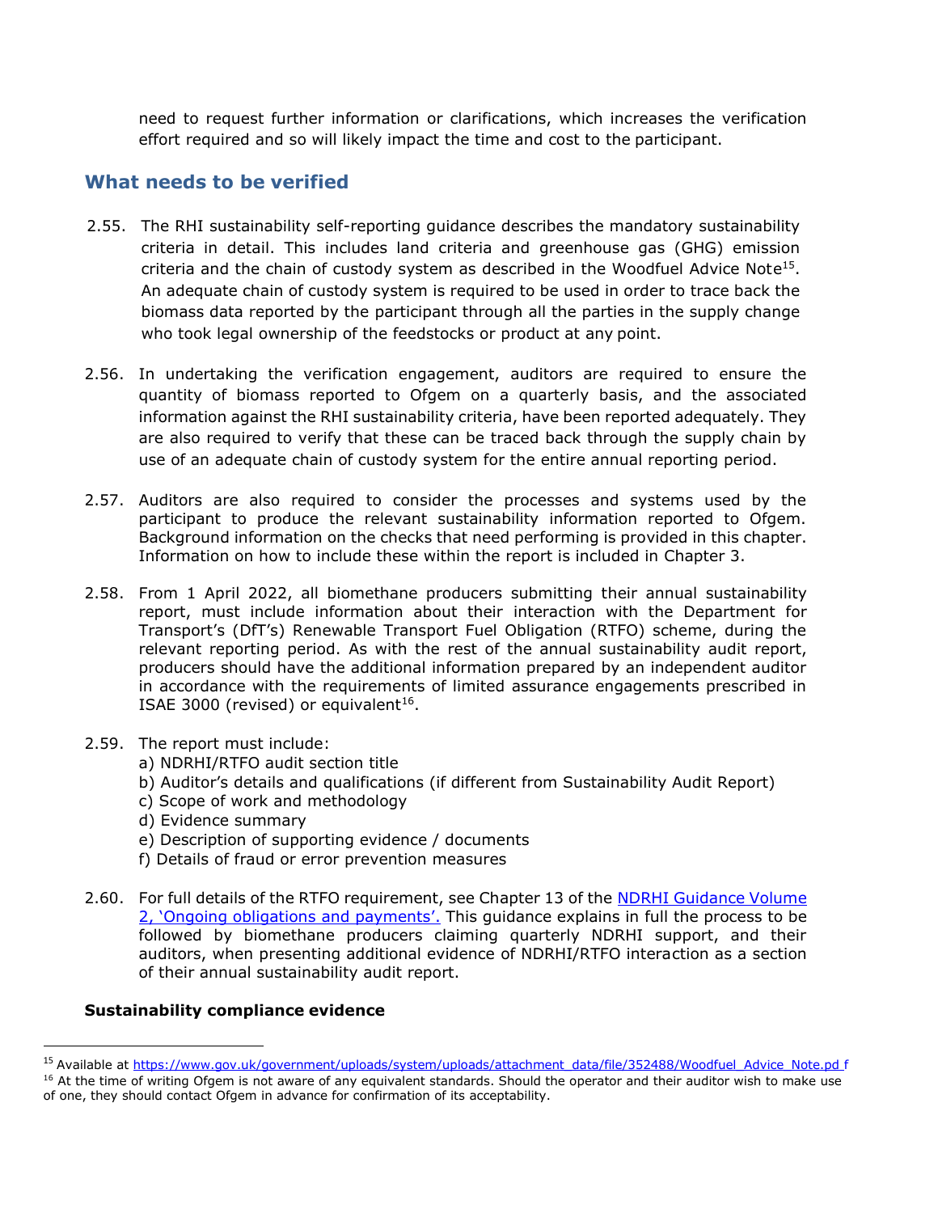need to request further information or clarifications, which increases the verification effort required and so will likely impact the time and cost to the participant.

## What needs to be verified

2.55. The RHI sustainability self-reporting guidance describes the mandatory sustainability criteria in detail. This includes land criteria and greenhouse gas (GHG) emission criteria and the chain of custody system as described in the Woodfuel Advice Note[15]. An adequate chain of custody system is required to be used in order to trace back the biomass data reported by the participant through all the parties in the supply change who took legal ownership of the feedstocks or product at any point.

2.56. In undertaking the verification engagement, auditors are required to ensure the quantity of biomass reported to Ofgem on a quarterly basis, and the associated information against the RHI sustainability criteria, have been reported adequately. They are also required to verify that these can be traced back through the supply chain by use of an adequate chain of custody system for the entire annual reporting period.

2.57. Auditors are also required to consider the processes and systems used by the participant to produce the relevant sustainability information reported to Ofgem. Background information on the checks that need performing is provided in this chapter. Information on how to include these within the report is included in Chapter 3.

2.58. From 1 April 2022, all biomethane producers submitting their annual sustainability report, must include information about their interaction with the Department for Transport's (DfT's) Renewable Transport Fuel Obligation (RTFO) scheme, during the relevant reporting period. As with the rest of the annual sustainability audit report, producers should have the additional information prepared by an independent auditor in accordance with the requirements of limited assurance engagements prescribed in ISAE 3000 (revised) or equivalent[16].

2.59. The report must include:

a) NDRHI/RTFO audit section title
b) Auditor's details and qualifications (if different from Sustainability Audit Report)
c) Scope of work and methodology
d) Evidence summary
e) Description of supporting evidence / documents
f) Details of fraud or error prevention measures

2.60. For full details of the RTFO requirement, see Chapter 13 of the NDRHI Guidance Volume 2, 'Ongoing obligations and payments'. This guidance explains in full the process to be followed by biomethane producers claiming quarterly NDRHI support, and their auditors, when presenting additional evidence of NDRHI/RTFO interaction as a section of their annual sustainability audit report.

**Sustainability compliance evidence**

---

[15] Available at https://www.gov.uk/government/uploads/system/uploads/attachment_data/file/352488/Woodfuel_Advice_Note.pd f

[16] At the time of writing Ofgem is not aware of any equivalent standards. Should the operator and their auditor wish to make use of one, they should contact Ofgem in advance for confirmation of its acceptability.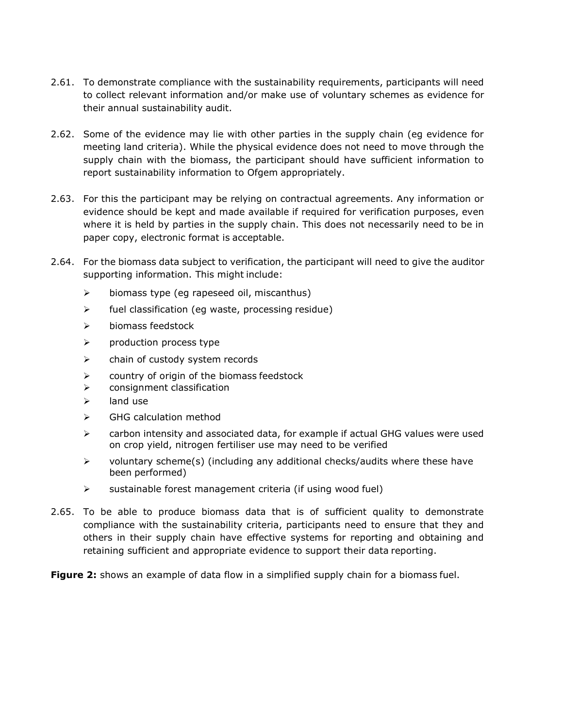2.61. To demonstrate compliance with the sustainability requirements, participants will need to collect relevant information and/or make use of voluntary schemes as evidence for their annual sustainability audit.

2.62. Some of the evidence may lie with other parties in the supply chain (eg evidence for meeting land criteria). While the physical evidence does not need to move through the supply chain with the biomass, the participant should have sufficient information to report sustainability information to Ofgem appropriately.

2.63. For this the participant may be relying on contractual agreements. Any information or evidence should be kept and made available if required for verification purposes, even where it is held by parties in the supply chain. This does not necessarily need to be in paper copy, electronic format is acceptable.

2.64. For the biomass data subject to verification, the participant will need to give the auditor supporting information. This might include:

- biomass type (eg rapeseed oil, miscanthus)
- fuel classification (eg waste, processing residue)
- biomass feedstock
- production process type
- chain of custody system records
- country of origin of the biomass feedstock
- consignment classification
- land use
- GHG calculation method
- carbon intensity and associated data, for example if actual GHG values were used on crop yield, nitrogen fertiliser use may need to be verified
- voluntary scheme(s) (including any additional checks/audits where these have been performed)
- sustainable forest management criteria (if using wood fuel)

2.65. To be able to produce biomass data that is of sufficient quality to demonstrate compliance with the sustainability criteria, participants need to ensure that they and others in their supply chain have effective systems for reporting and obtaining and retaining sufficient and appropriate evidence to support their data reporting.

**Figure 2:** shows an example of data flow in a simplified supply chain for a biomass fuel.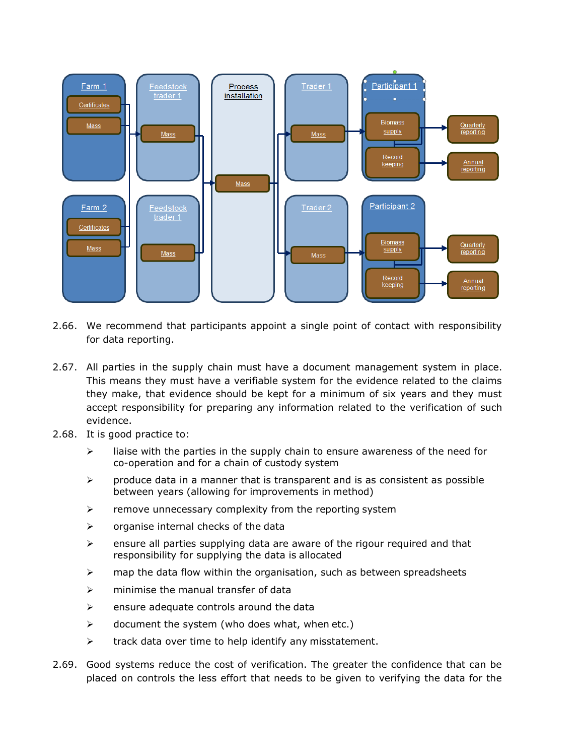2.66. We recommend that participants appoint a single point of contact with responsibility for data reporting.

2.67. All parties in the supply chain must have a document management system in place. This means they must have a verifiable system for the evidence related to the claims they make, that evidence should be kept for a minimum of six years and they must accept responsibility for preparing any information related to the verification of such evidence.

2.68. It is good practice to:

- liaise with the parties in the supply chain to ensure awareness of the need for co-operation and for a chain of custody system
- produce data in a manner that is transparent and is as consistent as possible between years (allowing for improvements in method)
- remove unnecessary complexity from the reporting system
- organise internal checks of the data
- ensure all parties supplying data are aware of the rigour required and that responsibility for supplying the data is allocated
- map the data flow within the organisation, such as between spreadsheets
- minimise the manual transfer of data
- ensure adequate controls around the data
- document the system (who does what, when etc.)
- track data over time to help identify any misstatement.

2.69. Good systems reduce the cost of verification. The greater the confidence that can be placed on controls the less effort that needs to be given to verifying the data for the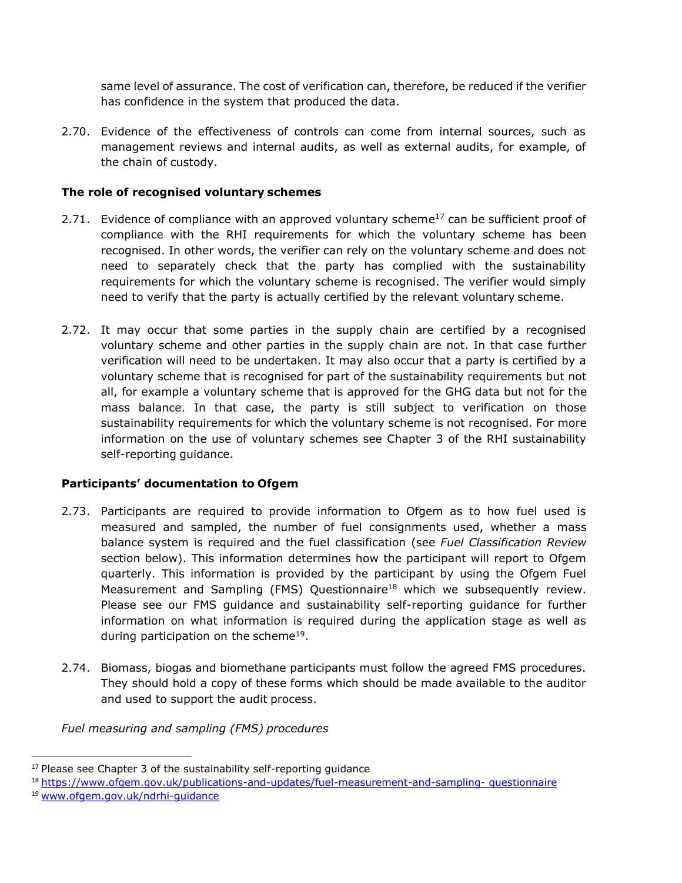same level of assurance. The cost of verification can, therefore, be reduced if the verifier has confidence in the system that produced the data.

2.70. Evidence of the effectiveness of controls can come from internal sources, such as management reviews and internal audits, as well as external audits, for example, of the chain of custody.

**The role of recognised voluntary schemes**

2.71. Evidence of compliance with an approved voluntary scheme[17] can be sufficient proof of compliance with the RHI requirements for which the voluntary scheme has been recognised. In other words, the verifier can rely on the voluntary scheme and does not need to separately check that the party has complied with the sustainability requirements for which the voluntary scheme is recognised. The verifier would simply need to verify that the party is actually certified by the relevant voluntary scheme.

2.72. It may occur that some parties in the supply chain are certified by a recognised voluntary scheme and other parties in the supply chain are not. In that case further verification will need to be undertaken. It may also occur that a party is certified by a voluntary scheme that is recognised for part of the sustainability requirements but not all, for example a voluntary scheme that is approved for the GHG data but not for the mass balance. In that case, the party is still subject to verification on those sustainability requirements for which the voluntary scheme is not recognised. For more information on the use of voluntary schemes see Chapter 3 of the RHI sustainability self-reporting guidance.

**Participants' documentation to Ofgem**

2.73. Participants are required to provide information to Ofgem as to how fuel used is measured and sampled, the number of fuel consignments used, whether a mass balance system is required and the fuel classification (see *Fuel Classification Review* section below). This information determines how the participant will report to Ofgem quarterly. This information is provided by the participant by using the Ofgem Fuel Measurement and Sampling (FMS) Questionnaire[18] which we subsequently review. Please see our FMS guidance and sustainability self-reporting guidance for further information on what information is required during the application stage as well as during participation on the scheme[19].

2.74. Biomass, biogas and biomethane participants must follow the agreed FMS procedures. They should hold a copy of these forms which should be made available to the auditor and used to support the audit process.

*Fuel measuring and sampling (FMS) procedures*

---

[17] Please see Chapter 3 of the sustainability self-reporting guidance

[18] https://www.ofgem.gov.uk/publications-and-updates/fuel-measurement-and-sampling- questionnaire

[19] www.ofgem.gov.uk/ndrhi-guidance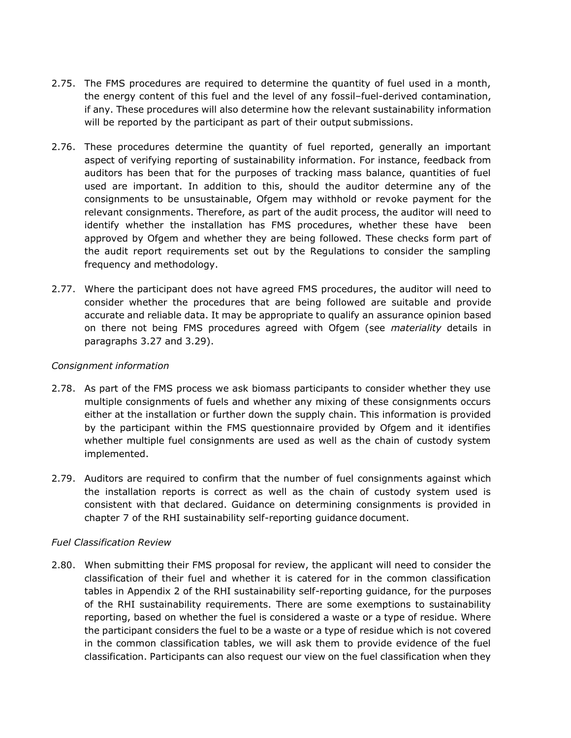2.75. The FMS procedures are required to determine the quantity of fuel used in a month, the energy content of this fuel and the level of any fossil–fuel-derived contamination, if any. These procedures will also determine how the relevant sustainability information will be reported by the participant as part of their output submissions.

2.76. These procedures determine the quantity of fuel reported, generally an important aspect of verifying reporting of sustainability information. For instance, feedback from auditors has been that for the purposes of tracking mass balance, quantities of fuel used are important. In addition to this, should the auditor determine any of the consignments to be unsustainable, Ofgem may withhold or revoke payment for the relevant consignments. Therefore, as part of the audit process, the auditor will need to identify whether the installation has FMS procedures, whether these have been approved by Ofgem and whether they are being followed. These checks form part of the audit report requirements set out by the Regulations to consider the sampling frequency and methodology.

2.77. Where the participant does not have agreed FMS procedures, the auditor will need to consider whether the procedures that are being followed are suitable and provide accurate and reliable data. It may be appropriate to qualify an assurance opinion based on there not being FMS procedures agreed with Ofgem (see *materiality* details in paragraphs 3.27 and 3.29).

*Consignment information*

2.78. As part of the FMS process we ask biomass participants to consider whether they use multiple consignments of fuels and whether any mixing of these consignments occurs either at the installation or further down the supply chain. This information is provided by the participant within the FMS questionnaire provided by Ofgem and it identifies whether multiple fuel consignments are used as well as the chain of custody system implemented.

2.79. Auditors are required to confirm that the number of fuel consignments against which the installation reports is correct as well as the chain of custody system used is consistent with that declared. Guidance on determining consignments is provided in chapter 7 of the RHI sustainability self-reporting guidance document.

*Fuel Classification Review*

2.80. When submitting their FMS proposal for review, the applicant will need to consider the classification of their fuel and whether it is catered for in the common classification tables in Appendix 2 of the RHI sustainability self-reporting guidance, for the purposes of the RHI sustainability requirements. There are some exemptions to sustainability reporting, based on whether the fuel is considered a waste or a type of residue. Where the participant considers the fuel to be a waste or a type of residue which is not covered in the common classification tables, we will ask them to provide evidence of the fuel classification. Participants can also request our view on the fuel classification when they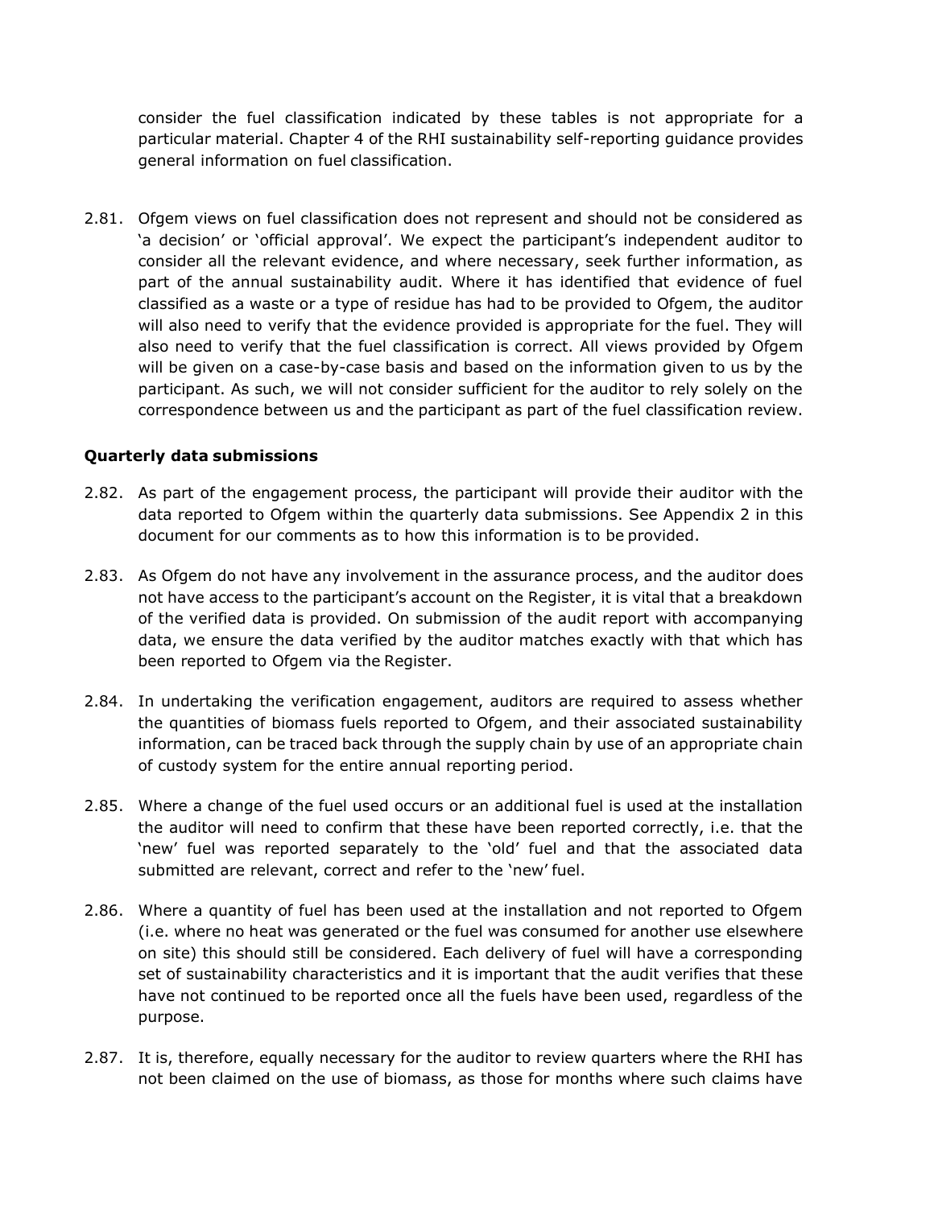consider the fuel classification indicated by these tables is not appropriate for a particular material. Chapter 4 of the RHI sustainability self-reporting guidance provides general information on fuel classification.

2.81. Ofgem views on fuel classification does not represent and should not be considered as 'a decision' or 'official approval'. We expect the participant's independent auditor to consider all the relevant evidence, and where necessary, seek further information, as part of the annual sustainability audit. Where it has identified that evidence of fuel classified as a waste or a type of residue has had to be provided to Ofgem, the auditor will also need to verify that the evidence provided is appropriate for the fuel. They will also need to verify that the fuel classification is correct. All views provided by Ofgem will be given on a case-by-case basis and based on the information given to us by the participant. As such, we will not consider sufficient for the auditor to rely solely on the correspondence between us and the participant as part of the fuel classification review.

**Quarterly data submissions**

2.82. As part of the engagement process, the participant will provide their auditor with the data reported to Ofgem within the quarterly data submissions. See Appendix 2 in this document for our comments as to how this information is to be provided.

2.83. As Ofgem do not have any involvement in the assurance process, and the auditor does not have access to the participant's account on the Register, it is vital that a breakdown of the verified data is provided. On submission of the audit report with accompanying data, we ensure the data verified by the auditor matches exactly with that which has been reported to Ofgem via the Register.

2.84. In undertaking the verification engagement, auditors are required to assess whether the quantities of biomass fuels reported to Ofgem, and their associated sustainability information, can be traced back through the supply chain by use of an appropriate chain of custody system for the entire annual reporting period.

2.85. Where a change of the fuel used occurs or an additional fuel is used at the installation the auditor will need to confirm that these have been reported correctly, i.e. that the 'new' fuel was reported separately to the 'old' fuel and that the associated data submitted are relevant, correct and refer to the 'new' fuel.

2.86. Where a quantity of fuel has been used at the installation and not reported to Ofgem (i.e. where no heat was generated or the fuel was consumed for another use elsewhere on site) this should still be considered. Each delivery of fuel will have a corresponding set of sustainability characteristics and it is important that the audit verifies that these have not continued to be reported once all the fuels have been used, regardless of the purpose.

2.87. It is, therefore, equally necessary for the auditor to review quarters where the RHI has not been claimed on the use of biomass, as those for months where such claims have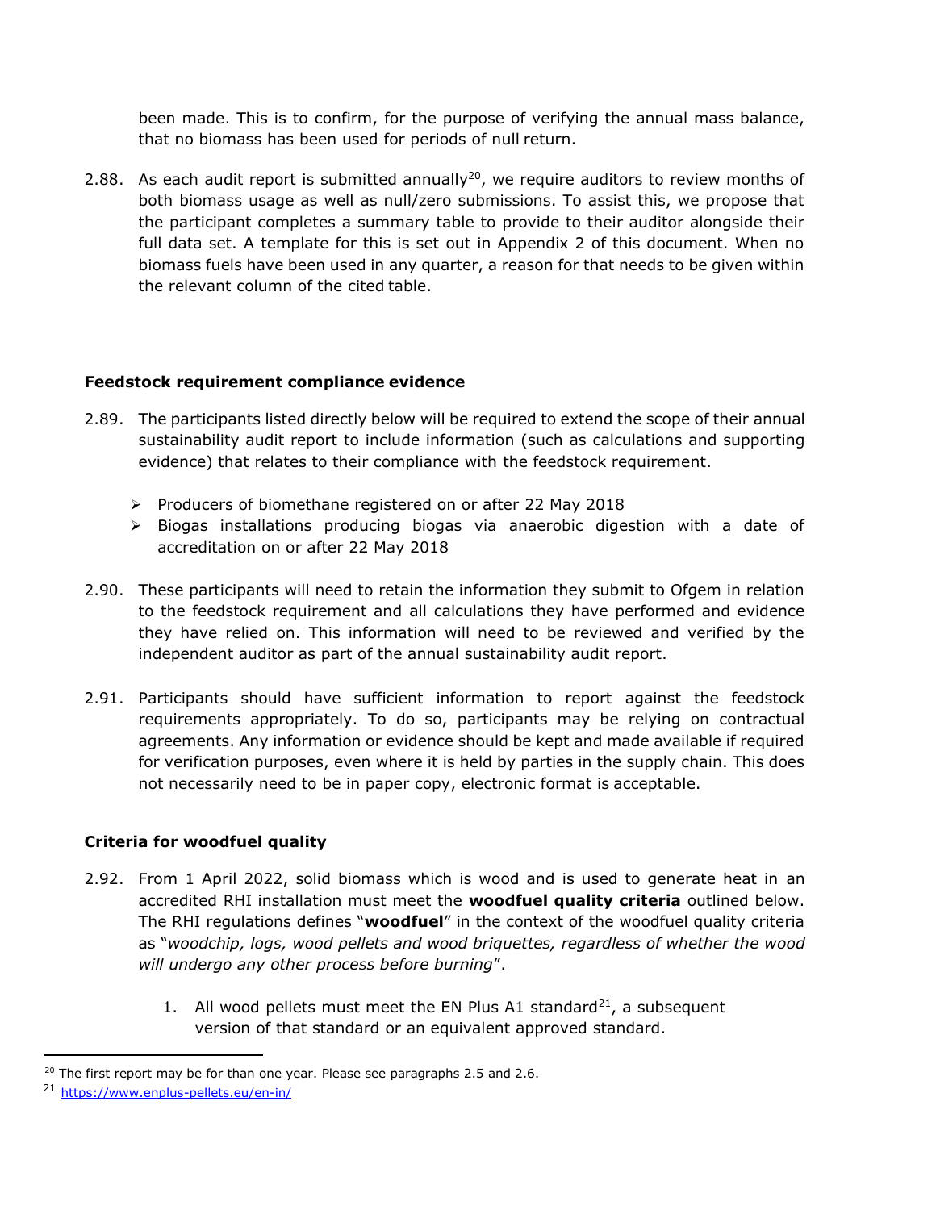been made. This is to confirm, for the purpose of verifying the annual mass balance, that no biomass has been used for periods of null return.

2.88. As each audit report is submitted annually[20], we require auditors to review months of both biomass usage as well as null/zero submissions. To assist this, we propose that the participant completes a summary table to provide to their auditor alongside their full data set. A template for this is set out in Appendix 2 of this document. When no biomass fuels have been used in any quarter, a reason for that needs to be given within the relevant column of the cited table.

**Feedstock requirement compliance evidence**

2.89. The participants listed directly below will be required to extend the scope of their annual sustainability audit report to include information (such as calculations and supporting evidence) that relates to their compliance with the feedstock requirement.

- Producers of biomethane registered on or after 22 May 2018
- Biogas installations producing biogas via anaerobic digestion with a date of accreditation on or after 22 May 2018

2.90. These participants will need to retain the information they submit to Ofgem in relation to the feedstock requirement and all calculations they have performed and evidence they have relied on. This information will need to be reviewed and verified by the independent auditor as part of the annual sustainability audit report.

2.91. Participants should have sufficient information to report against the feedstock requirements appropriately. To do so, participants may be relying on contractual agreements. Any information or evidence should be kept and made available if required for verification purposes, even where it is held by parties in the supply chain. This does not necessarily need to be in paper copy, electronic format is acceptable.

**Criteria for woodfuel quality**

2.92. From 1 April 2022, solid biomass which is wood and is used to generate heat in an accredited RHI installation must meet the **woodfuel quality criteria** outlined below. The RHI regulations defines "**woodfuel**" in the context of the woodfuel quality criteria as "*woodchip, logs, wood pellets and wood briquettes, regardless of whether the wood will undergo any other process before burning*".

1. All wood pellets must meet the EN Plus A1 standard[21], a subsequent version of that standard or an equivalent approved standard.

---

[20] The first report may be for than one year. Please see paragraphs 2.5 and 2.6.

[21] https://www.enplus-pellets.eu/en-in/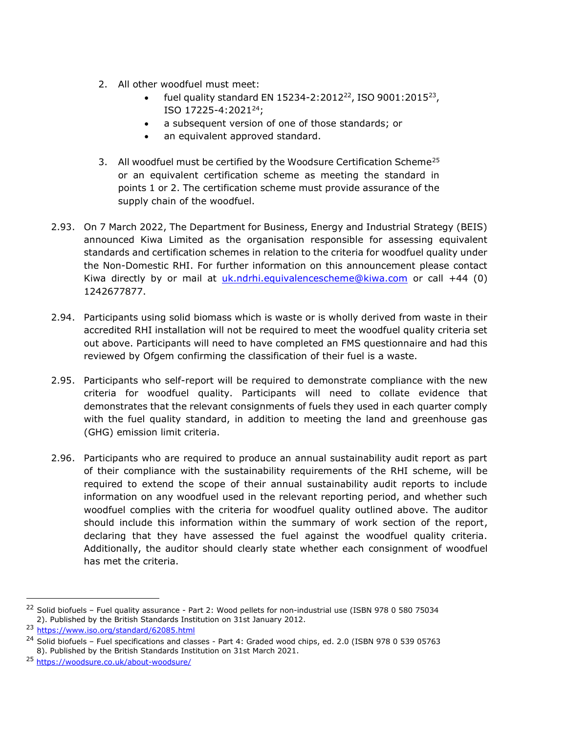2. All other woodfuel must meet:
    - fuel quality standard EN 15234-2:2012[22], ISO 9001:2015[23], ISO 17225-4:2021[24];
    - a subsequent version of one of those standards; or
    - an equivalent approved standard.

3. All woodfuel must be certified by the Woodsure Certification Scheme[25] or an equivalent certification scheme as meeting the standard in points 1 or 2. The certification scheme must provide assurance of the supply chain of the woodfuel.

2.93. On 7 March 2022, The Department for Business, Energy and Industrial Strategy (BEIS) announced Kiwa Limited as the organisation responsible for assessing equivalent standards and certification schemes in relation to the criteria for woodfuel quality under the Non-Domestic RHI. For further information on this announcement please contact Kiwa directly by or mail at uk.ndrhi.equivalencescheme@kiwa.com or call +44 (0) 1242677877.

2.94. Participants using solid biomass which is waste or is wholly derived from waste in their accredited RHI installation will not be required to meet the woodfuel quality criteria set out above. Participants will need to have completed an FMS questionnaire and had this reviewed by Ofgem confirming the classification of their fuel is a waste.

2.95. Participants who self-report will be required to demonstrate compliance with the new criteria for woodfuel quality. Participants will need to collate evidence that demonstrates that the relevant consignments of fuels they used in each quarter comply with the fuel quality standard, in addition to meeting the land and greenhouse gas (GHG) emission limit criteria.

2.96. Participants who are required to produce an annual sustainability audit report as part of their compliance with the sustainability requirements of the RHI scheme, will be required to extend the scope of their annual sustainability audit reports to include information on any woodfuel used in the relevant reporting period, and whether such woodfuel complies with the criteria for woodfuel quality outlined above. The auditor should include this information within the summary of work section of the report, declaring that they have assessed the fuel against the woodfuel quality criteria. Additionally, the auditor should clearly state whether each consignment of woodfuel has met the criteria.

---

[22] Solid biofuels – Fuel quality assurance - Part 2: Wood pellets for non-industrial use (ISBN 978 0 580 75034 2). Published by the British Standards Institution on 31st January 2012.

[23] https://www.iso.org/standard/62085.html

[24] Solid biofuels – Fuel specifications and classes - Part 4: Graded wood chips, ed. 2.0 (ISBN 978 0 539 05763 8). Published by the British Standards Institution on 31st March 2021.

[25] https://woodsure.co.uk/about-woodsure/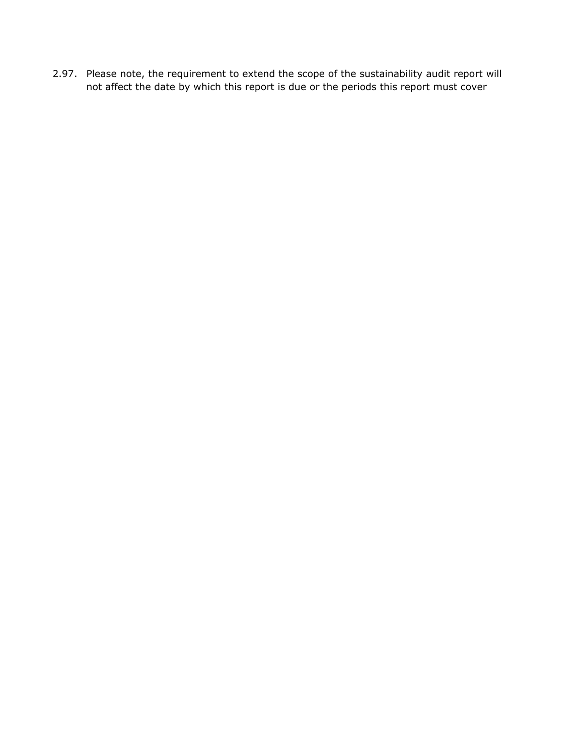2.97. Please note, the requirement to extend the scope of the sustainability audit report will not affect the date by which this report is due or the periods this report must cover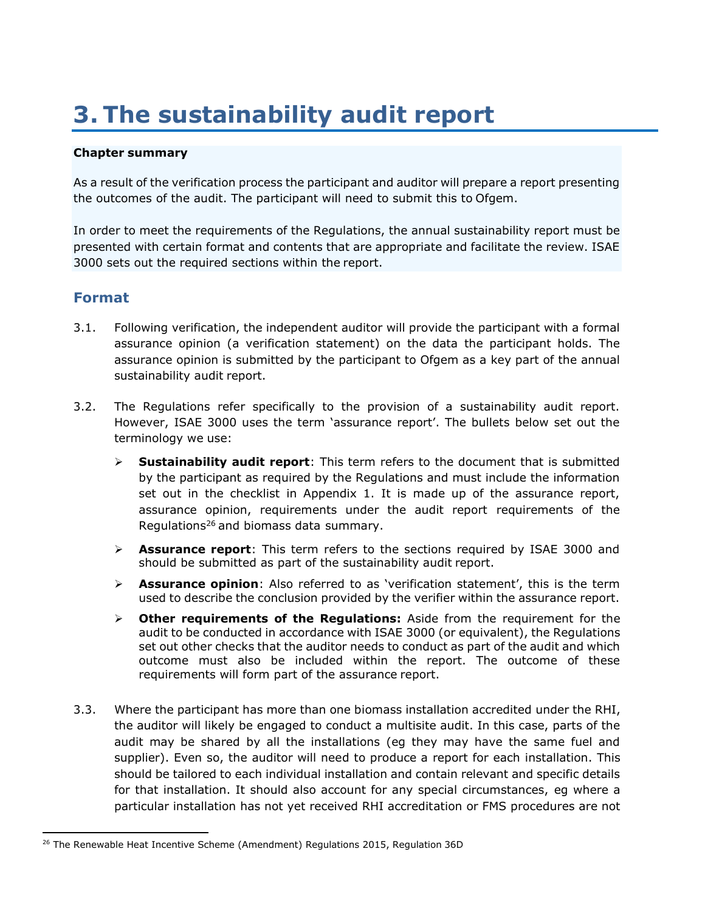# 3. The sustainability audit report

**Chapter summary**

As a result of the verification process the participant and auditor will prepare a report presenting the outcomes of the audit. The participant will need to submit this to Ofgem.

In order to meet the requirements of the Regulations, the annual sustainability report must be presented with certain format and contents that are appropriate and facilitate the review. ISAE 3000 sets out the required sections within the report.

## Format

3.1. Following verification, the independent auditor will provide the participant with a formal assurance opinion (a verification statement) on the data the participant holds. The assurance opinion is submitted by the participant to Ofgem as a key part of the annual sustainability audit report.

3.2. The Regulations refer specifically to the provision of a sustainability audit report. However, ISAE 3000 uses the term 'assurance report'. The bullets below set out the terminology we use:

- **Sustainability audit report**: This term refers to the document that is submitted by the participant as required by the Regulations and must include the information set out in the checklist in Appendix 1. It is made up of the assurance report, assurance opinion, requirements under the audit report requirements of the Regulations[26] and biomass data summary.
- **Assurance report**: This term refers to the sections required by ISAE 3000 and should be submitted as part of the sustainability audit report.
- **Assurance opinion**: Also referred to as 'verification statement', this is the term used to describe the conclusion provided by the verifier within the assurance report.
- **Other requirements of the Regulations:** Aside from the requirement for the audit to be conducted in accordance with ISAE 3000 (or equivalent), the Regulations set out other checks that the auditor needs to conduct as part of the audit and which outcome must also be included within the report. The outcome of these requirements will form part of the assurance report.

3.3. Where the participant has more than one biomass installation accredited under the RHI, the auditor will likely be engaged to conduct a multisite audit. In this case, parts of the audit may be shared by all the installations (eg they may have the same fuel and supplier). Even so, the auditor will need to produce a report for each installation. This should be tailored to each individual installation and contain relevant and specific details for that installation. It should also account for any special circumstances, eg where a particular installation has not yet received RHI accreditation or FMS procedures are not

[26] The Renewable Heat Incentive Scheme (Amendment) Regulations 2015, Regulation 36D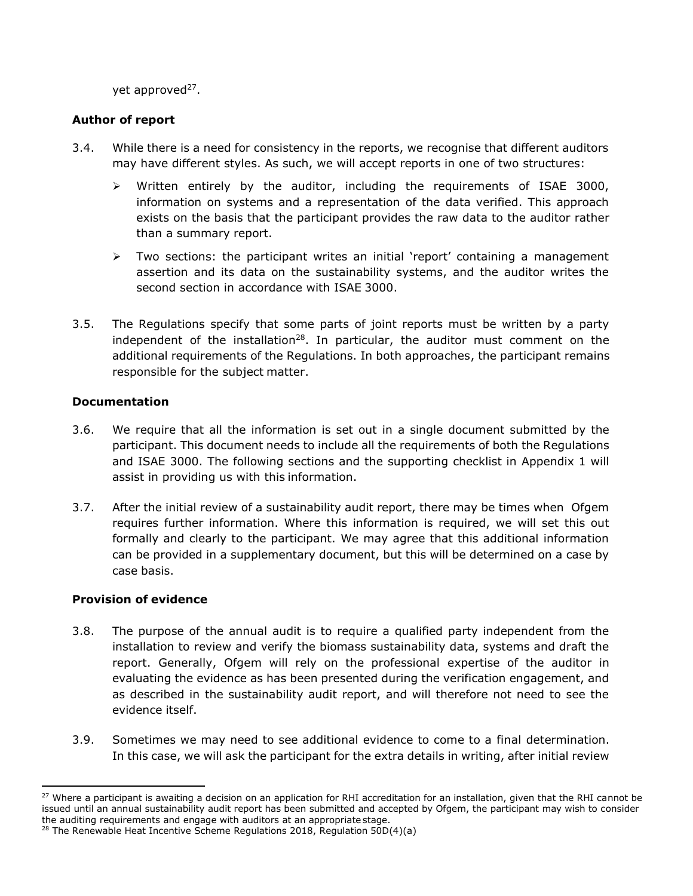yet approved[27].

**Author of report**

3.4. While there is a need for consistency in the reports, we recognise that different auditors may have different styles. As such, we will accept reports in one of two structures:

- Written entirely by the auditor, including the requirements of ISAE 3000, information on systems and a representation of the data verified. This approach exists on the basis that the participant provides the raw data to the auditor rather than a summary report.
- Two sections: the participant writes an initial 'report' containing a management assertion and its data on the sustainability systems, and the auditor writes the second section in accordance with ISAE 3000.

3.5. The Regulations specify that some parts of joint reports must be written by a party independent of the installation[28]. In particular, the auditor must comment on the additional requirements of the Regulations. In both approaches, the participant remains responsible for the subject matter.

**Documentation**

3.6. We require that all the information is set out in a single document submitted by the participant. This document needs to include all the requirements of both the Regulations and ISAE 3000. The following sections and the supporting checklist in Appendix 1 will assist in providing us with this information.

3.7. After the initial review of a sustainability audit report, there may be times when Ofgem requires further information. Where this information is required, we will set this out formally and clearly to the participant. We may agree that this additional information can be provided in a supplementary document, but this will be determined on a case by case basis.

**Provision of evidence**

3.8. The purpose of the annual audit is to require a qualified party independent from the installation to review and verify the biomass sustainability data, systems and draft the report. Generally, Ofgem will rely on the professional expertise of the auditor in evaluating the evidence as has been presented during the verification engagement, and as described in the sustainability audit report, and will therefore not need to see the evidence itself.

3.9. Sometimes we may need to see additional evidence to come to a final determination. In this case, we will ask the participant for the extra details in writing, after initial review

---

[27] Where a participant is awaiting a decision on an application for RHI accreditation for an installation, given that the RHI cannot be issued until an annual sustainability audit report has been submitted and accepted by Ofgem, the participant may wish to consider the auditing requirements and engage with auditors at an appropriate stage.

[28] The Renewable Heat Incentive Scheme Regulations 2018, Regulation 50D(4)(a)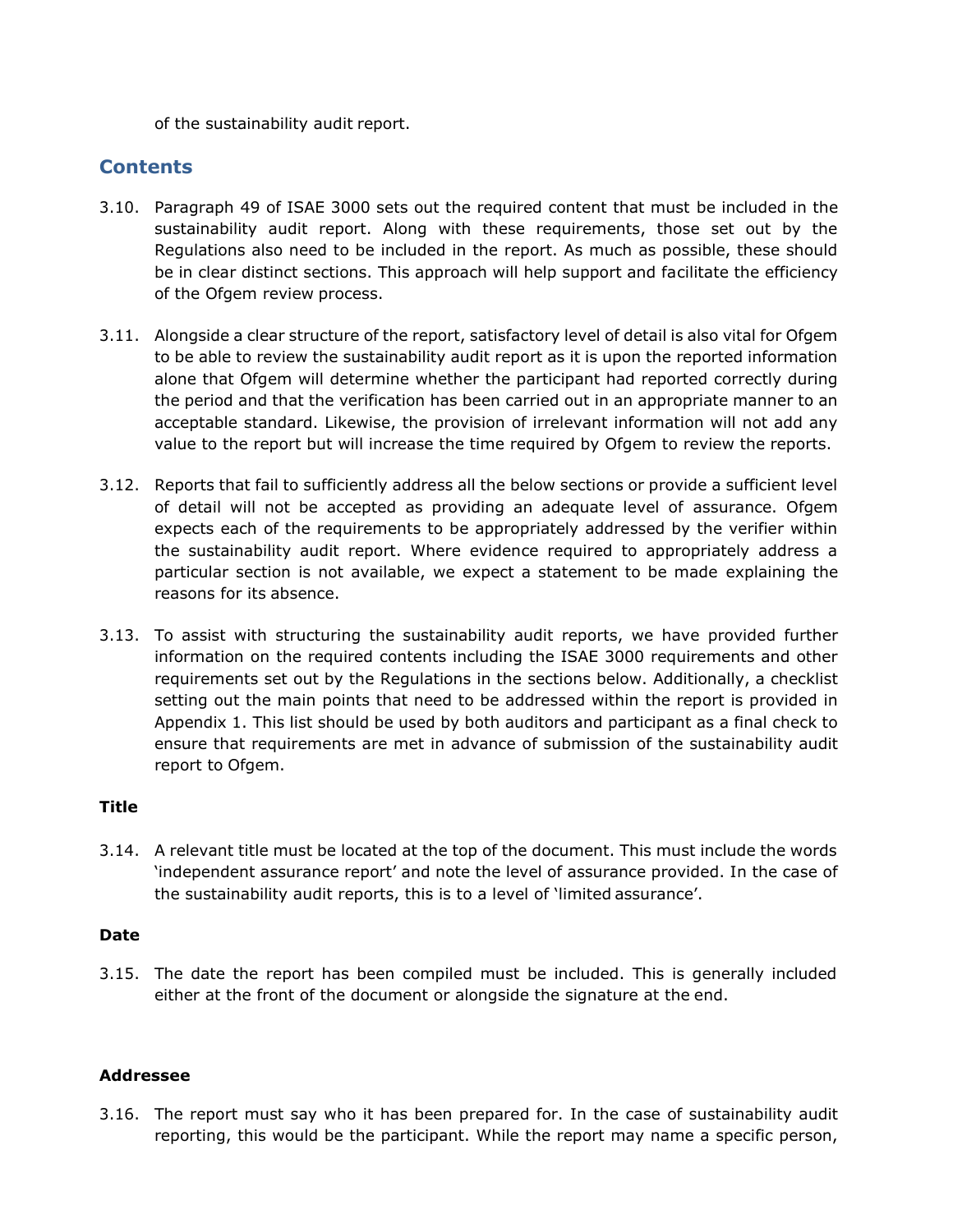of the sustainability audit report.

## Contents

3.10. Paragraph 49 of ISAE 3000 sets out the required content that must be included in the sustainability audit report. Along with these requirements, those set out by the Regulations also need to be included in the report. As much as possible, these should be in clear distinct sections. This approach will help support and facilitate the efficiency of the Ofgem review process.

3.11. Alongside a clear structure of the report, satisfactory level of detail is also vital for Ofgem to be able to review the sustainability audit report as it is upon the reported information alone that Ofgem will determine whether the participant had reported correctly during the period and that the verification has been carried out in an appropriate manner to an acceptable standard. Likewise, the provision of irrelevant information will not add any value to the report but will increase the time required by Ofgem to review the reports.

3.12. Reports that fail to sufficiently address all the below sections or provide a sufficient level of detail will not be accepted as providing an adequate level of assurance. Ofgem expects each of the requirements to be appropriately addressed by the verifier within the sustainability audit report. Where evidence required to appropriately address a particular section is not available, we expect a statement to be made explaining the reasons for its absence.

3.13. To assist with structuring the sustainability audit reports, we have provided further information on the required contents including the ISAE 3000 requirements and other requirements set out by the Regulations in the sections below. Additionally, a checklist setting out the main points that need to be addressed within the report is provided in Appendix 1. This list should be used by both auditors and participant as a final check to ensure that requirements are met in advance of submission of the sustainability audit report to Ofgem.

**Title**

3.14. A relevant title must be located at the top of the document. This must include the words 'independent assurance report' and note the level of assurance provided. In the case of the sustainability audit reports, this is to a level of 'limited assurance'.

**Date**

3.15. The date the report has been compiled must be included. This is generally included either at the front of the document or alongside the signature at the end.

**Addressee**

3.16. The report must say who it has been prepared for. In the case of sustainability audit reporting, this would be the participant. While the report may name a specific person,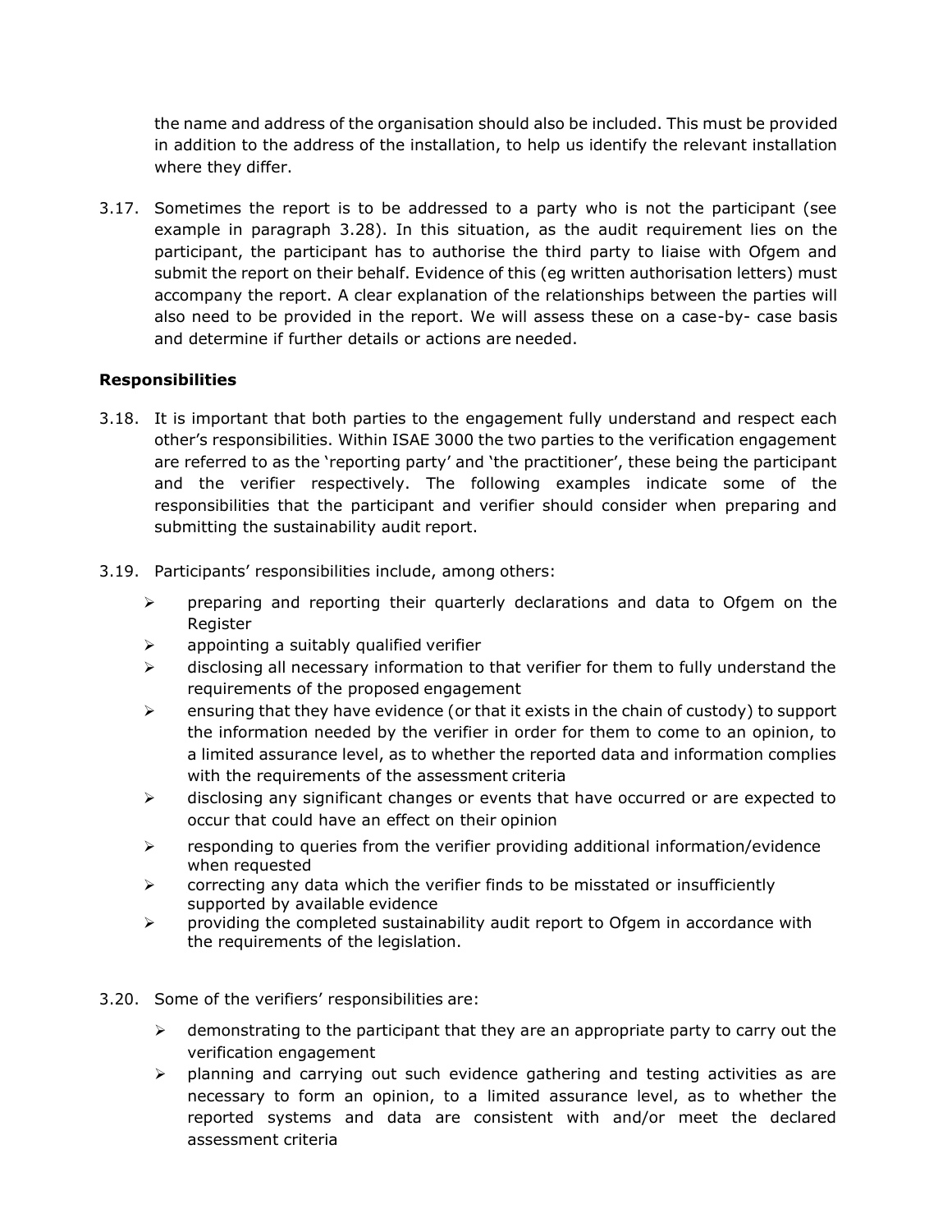the name and address of the organisation should also be included. This must be provided in addition to the address of the installation, to help us identify the relevant installation where they differ.

3.17. Sometimes the report is to be addressed to a party who is not the participant (see example in paragraph 3.28). In this situation, as the audit requirement lies on the participant, the participant has to authorise the third party to liaise with Ofgem and submit the report on their behalf. Evidence of this (eg written authorisation letters) must accompany the report. A clear explanation of the relationships between the parties will also need to be provided in the report. We will assess these on a case-by- case basis and determine if further details or actions are needed.

**Responsibilities**

3.18. It is important that both parties to the engagement fully understand and respect each other's responsibilities. Within ISAE 3000 the two parties to the verification engagement are referred to as the 'reporting party' and 'the practitioner', these being the participant and the verifier respectively. The following examples indicate some of the responsibilities that the participant and verifier should consider when preparing and submitting the sustainability audit report.

3.19. Participants' responsibilities include, among others:

- preparing and reporting their quarterly declarations and data to Ofgem on the Register
- appointing a suitably qualified verifier
- disclosing all necessary information to that verifier for them to fully understand the requirements of the proposed engagement
- ensuring that they have evidence (or that it exists in the chain of custody) to support the information needed by the verifier in order for them to come to an opinion, to a limited assurance level, as to whether the reported data and information complies with the requirements of the assessment criteria
- disclosing any significant changes or events that have occurred or are expected to occur that could have an effect on their opinion
- responding to queries from the verifier providing additional information/evidence when requested
- correcting any data which the verifier finds to be misstated or insufficiently supported by available evidence
- providing the completed sustainability audit report to Ofgem in accordance with the requirements of the legislation.

3.20. Some of the verifiers' responsibilities are:

- demonstrating to the participant that they are an appropriate party to carry out the verification engagement
- planning and carrying out such evidence gathering and testing activities as are necessary to form an opinion, to a limited assurance level, as to whether the reported systems and data are consistent with and/or meet the declared assessment criteria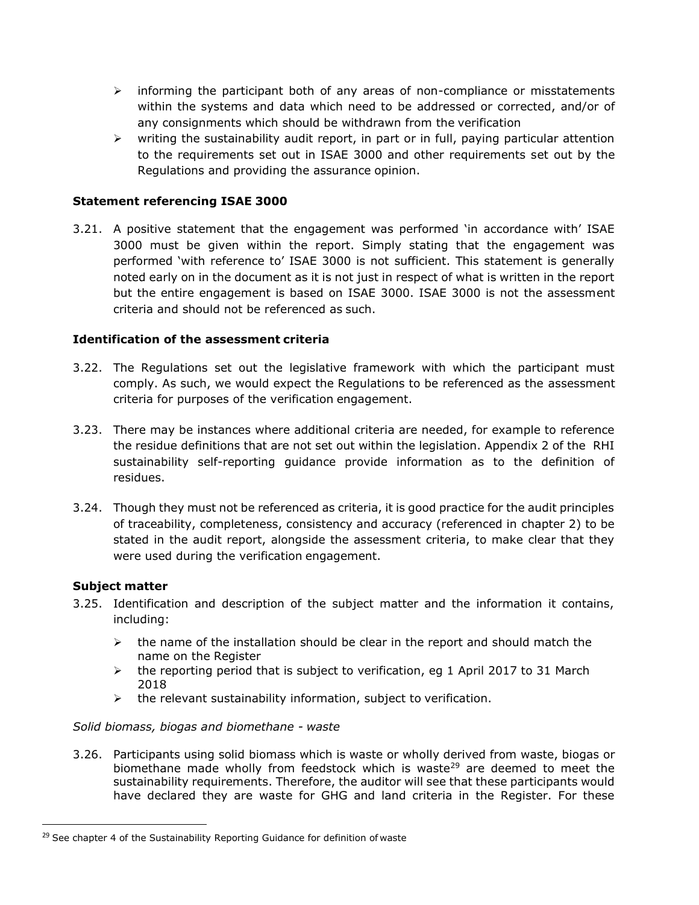- informing the participant both of any areas of non-compliance or misstatements within the systems and data which need to be addressed or corrected, and/or of any consignments which should be withdrawn from the verification
- writing the sustainability audit report, in part or in full, paying particular attention to the requirements set out in ISAE 3000 and other requirements set out by the Regulations and providing the assurance opinion.

### Statement referencing ISAE 3000

3.21. A positive statement that the engagement was performed 'in accordance with' ISAE 3000 must be given within the report. Simply stating that the engagement was performed 'with reference to' ISAE 3000 is not sufficient. This statement is generally noted early on in the document as it is not just in respect of what is written in the report but the entire engagement is based on ISAE 3000. ISAE 3000 is not the assessment criteria and should not be referenced as such.

### Identification of the assessment criteria

3.22. The Regulations set out the legislative framework with which the participant must comply. As such, we would expect the Regulations to be referenced as the assessment criteria for purposes of the verification engagement.

3.23. There may be instances where additional criteria are needed, for example to reference the residue definitions that are not set out within the legislation. Appendix 2 of the RHI sustainability self-reporting guidance provide information as to the definition of residues.

3.24. Though they must not be referenced as criteria, it is good practice for the audit principles of traceability, completeness, consistency and accuracy (referenced in chapter 2) to be stated in the audit report, alongside the assessment criteria, to make clear that they were used during the verification engagement.

### Subject matter

3.25. Identification and description of the subject matter and the information it contains, including:

- the name of the installation should be clear in the report and should match the name on the Register
- the reporting period that is subject to verification, eg 1 April 2017 to 31 March 2018
- the relevant sustainability information, subject to verification.

*Solid biomass, biogas and biomethane - waste*

3.26. Participants using solid biomass which is waste or wholly derived from waste, biogas or biomethane made wholly from feedstock which is waste[29] are deemed to meet the sustainability requirements. Therefore, the auditor will see that these participants would have declared they are waste for GHG and land criteria in the Register. For these

[29] See chapter 4 of the Sustainability Reporting Guidance for definition of waste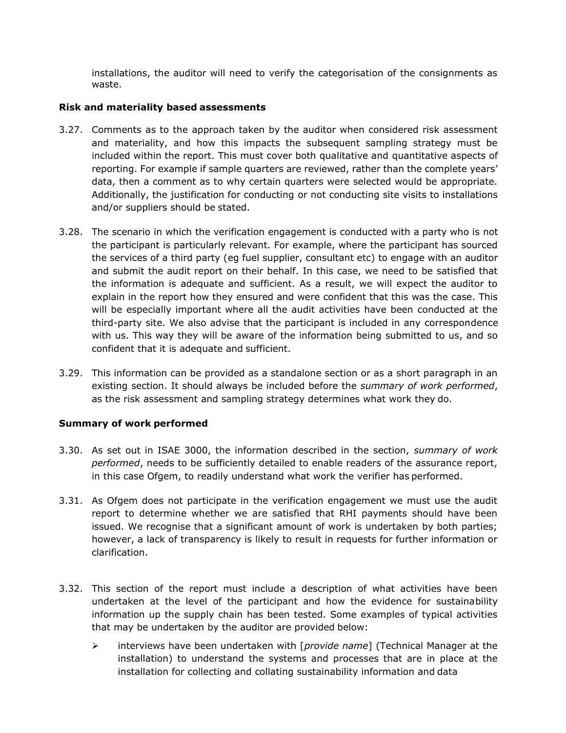installations, the auditor will need to verify the categorisation of the consignments as waste.

### Risk and materiality based assessments

3.27. Comments as to the approach taken by the auditor when considered risk assessment and materiality, and how this impacts the subsequent sampling strategy must be included within the report. This must cover both qualitative and quantitative aspects of reporting. For example if sample quarters are reviewed, rather than the complete years' data, then a comment as to why certain quarters were selected would be appropriate. Additionally, the justification for conducting or not conducting site visits to installations and/or suppliers should be stated.

3.28. The scenario in which the verification engagement is conducted with a party who is not the participant is particularly relevant. For example, where the participant has sourced the services of a third party (eg fuel supplier, consultant etc) to engage with an auditor and submit the audit report on their behalf. In this case, we need to be satisfied that the information is adequate and sufficient. As a result, we will expect the auditor to explain in the report how they ensured and were confident that this was the case. This will be especially important where all the audit activities have been conducted at the third-party site. We also advise that the participant is included in any correspondence with us. This way they will be aware of the information being submitted to us, and so confident that it is adequate and sufficient.

3.29. This information can be provided as a standalone section or as a short paragraph in an existing section. It should always be included before the *summary of work performed*, as the risk assessment and sampling strategy determines what work they do.

### Summary of work performed

3.30. As set out in ISAE 3000, the information described in the section, *summary of work performed*, needs to be sufficiently detailed to enable readers of the assurance report, in this case Ofgem, to readily understand what work the verifier has performed.

3.31. As Ofgem does not participate in the verification engagement we must use the audit report to determine whether we are satisfied that RHI payments should have been issued. We recognise that a significant amount of work is undertaken by both parties; however, a lack of transparency is likely to result in requests for further information or clarification.

3.32. This section of the report must include a description of what activities have been undertaken at the level of the participant and how the evidence for sustainability information up the supply chain has been tested. Some examples of typical activities that may be undertaken by the auditor are provided below:

- interviews have been undertaken with [*provide name*] (Technical Manager at the installation) to understand the systems and processes that are in place at the installation for collecting and collating sustainability information and data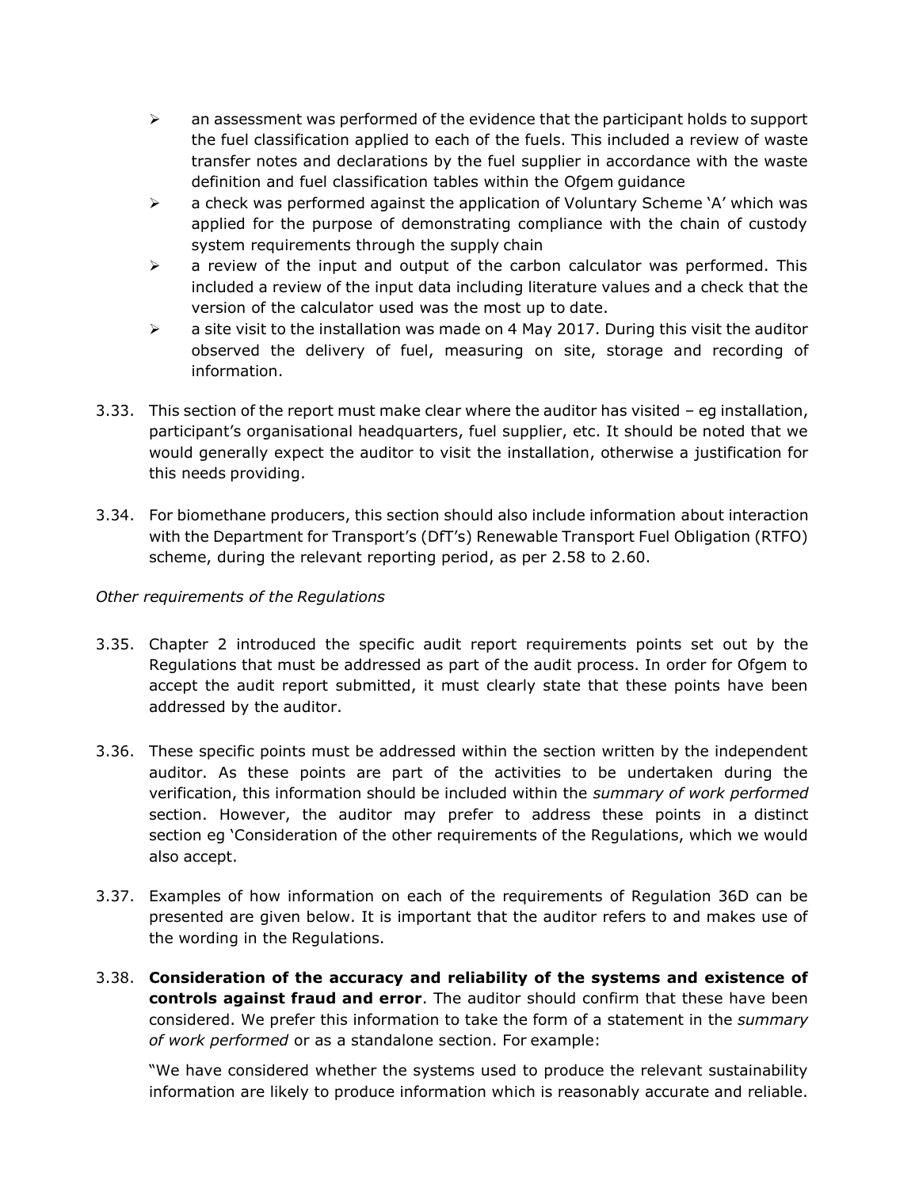- an assessment was performed of the evidence that the participant holds to support the fuel classification applied to each of the fuels. This included a review of waste transfer notes and declarations by the fuel supplier in accordance with the waste definition and fuel classification tables within the Ofgem guidance
- a check was performed against the application of Voluntary Scheme 'A' which was applied for the purpose of demonstrating compliance with the chain of custody system requirements through the supply chain
- a review of the input and output of the carbon calculator was performed. This included a review of the input data including literature values and a check that the version of the calculator used was the most up to date.
- a site visit to the installation was made on 4 May 2017. During this visit the auditor observed the delivery of fuel, measuring on site, storage and recording of information.

3.33. This section of the report must make clear where the auditor has visited – eg installation, participant's organisational headquarters, fuel supplier, etc. It should be noted that we would generally expect the auditor to visit the installation, otherwise a justification for this needs providing.

3.34. For biomethane producers, this section should also include information about interaction with the Department for Transport's (DfT's) Renewable Transport Fuel Obligation (RTFO) scheme, during the relevant reporting period, as per 2.58 to 2.60.

*Other requirements of the Regulations*

3.35. Chapter 2 introduced the specific audit report requirements points set out by the Regulations that must be addressed as part of the audit process. In order for Ofgem to accept the audit report submitted, it must clearly state that these points have been addressed by the auditor.

3.36. These specific points must be addressed within the section written by the independent auditor. As these points are part of the activities to be undertaken during the verification, this information should be included within the *summary of work performed* section. However, the auditor may prefer to address these points in a distinct section eg 'Consideration of the other requirements of the Regulations, which we would also accept.

3.37. Examples of how information on each of the requirements of Regulation 36D can be presented are given below. It is important that the auditor refers to and makes use of the wording in the Regulations.

3.38. **Consideration of the accuracy and reliability of the systems and existence of controls against fraud and error**. The auditor should confirm that these have been considered. We prefer this information to take the form of a statement in the *summary of work performed* or as a standalone section. For example:

"We have considered whether the systems used to produce the relevant sustainability information are likely to produce information which is reasonably accurate and reliable.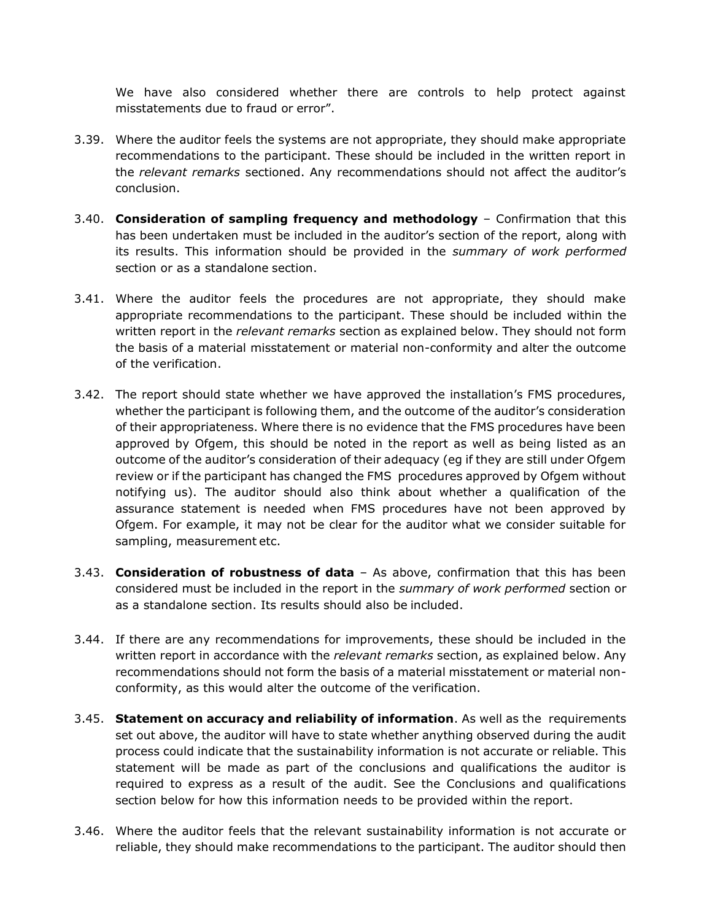We have also considered whether there are controls to help protect against misstatements due to fraud or error".

3.39. Where the auditor feels the systems are not appropriate, they should make appropriate recommendations to the participant. These should be included in the written report in the *relevant remarks* sectioned. Any recommendations should not affect the auditor's conclusion.

3.40. **Consideration of sampling frequency and methodology** – Confirmation that this has been undertaken must be included in the auditor's section of the report, along with its results. This information should be provided in the *summary of work performed* section or as a standalone section.

3.41. Where the auditor feels the procedures are not appropriate, they should make appropriate recommendations to the participant. These should be included within the written report in the *relevant remarks* section as explained below. They should not form the basis of a material misstatement or material non-conformity and alter the outcome of the verification.

3.42. The report should state whether we have approved the installation's FMS procedures, whether the participant is following them, and the outcome of the auditor's consideration of their appropriateness. Where there is no evidence that the FMS procedures have been approved by Ofgem, this should be noted in the report as well as being listed as an outcome of the auditor's consideration of their adequacy (eg if they are still under Ofgem review or if the participant has changed the FMS procedures approved by Ofgem without notifying us). The auditor should also think about whether a qualification of the assurance statement is needed when FMS procedures have not been approved by Ofgem. For example, it may not be clear for the auditor what we consider suitable for sampling, measurement etc.

3.43. **Consideration of robustness of data** – As above, confirmation that this has been considered must be included in the report in the *summary of work performed* section or as a standalone section. Its results should also be included.

3.44. If there are any recommendations for improvements, these should be included in the written report in accordance with the *relevant remarks* section, as explained below. Any recommendations should not form the basis of a material misstatement or material non-conformity, as this would alter the outcome of the verification.

3.45. **Statement on accuracy and reliability of information**. As well as the requirements set out above, the auditor will have to state whether anything observed during the audit process could indicate that the sustainability information is not accurate or reliable. This statement will be made as part of the conclusions and qualifications the auditor is required to express as a result of the audit. See the Conclusions and qualifications section below for how this information needs to be provided within the report.

3.46. Where the auditor feels that the relevant sustainability information is not accurate or reliable, they should make recommendations to the participant. The auditor should then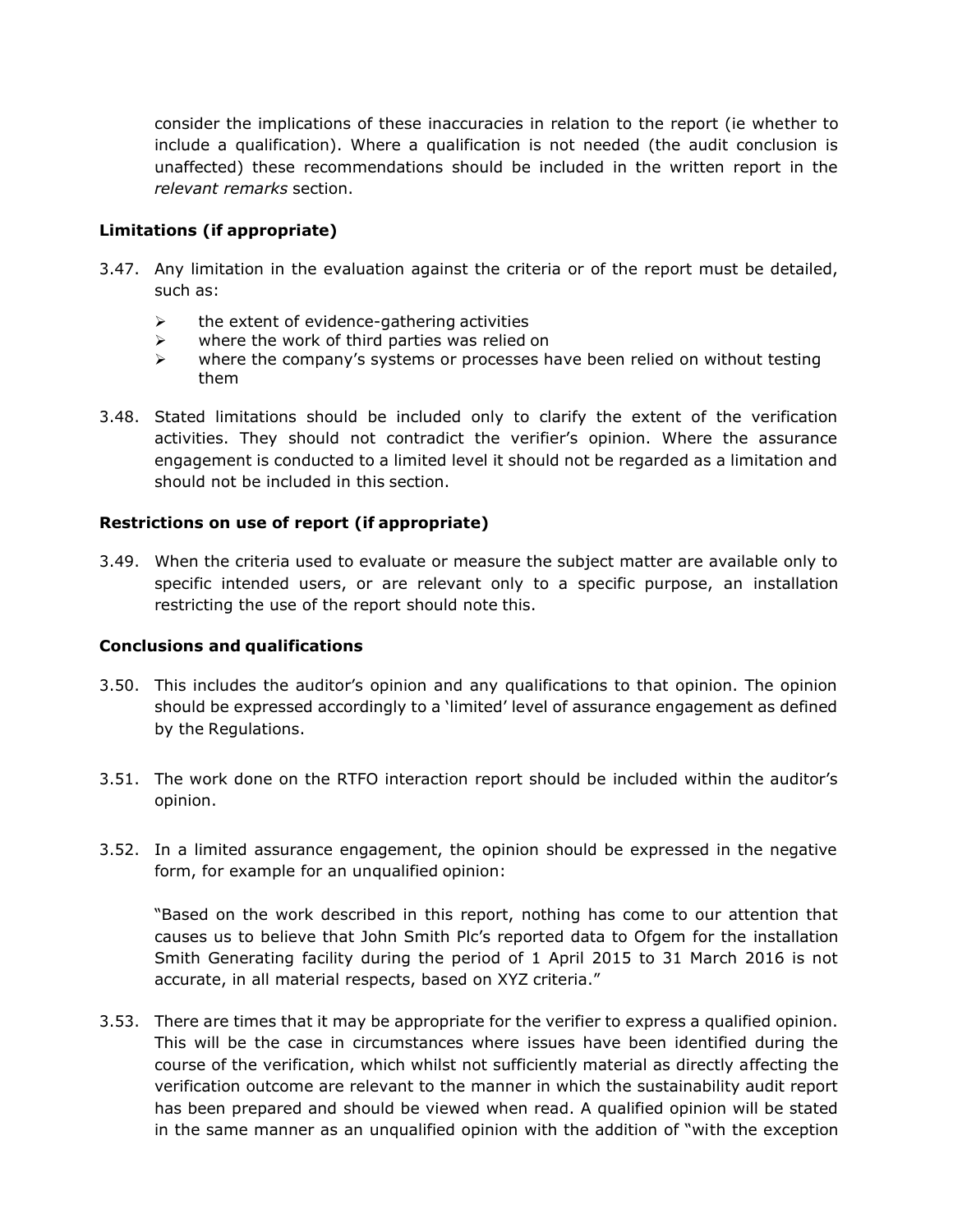consider the implications of these inaccuracies in relation to the report (ie whether to include a qualification). Where a qualification is not needed (the audit conclusion is unaffected) these recommendations should be included in the written report in the *relevant remarks* section.

**Limitations (if appropriate)**

3.47. Any limitation in the evaluation against the criteria or of the report must be detailed, such as:

- the extent of evidence-gathering activities
- where the work of third parties was relied on
- where the company's systems or processes have been relied on without testing them

3.48. Stated limitations should be included only to clarify the extent of the verification activities. They should not contradict the verifier's opinion. Where the assurance engagement is conducted to a limited level it should not be regarded as a limitation and should not be included in this section.

**Restrictions on use of report (if appropriate)**

3.49. When the criteria used to evaluate or measure the subject matter are available only to specific intended users, or are relevant only to a specific purpose, an installation restricting the use of the report should note this.

**Conclusions and qualifications**

3.50. This includes the auditor's opinion and any qualifications to that opinion. The opinion should be expressed accordingly to a 'limited' level of assurance engagement as defined by the Regulations.

3.51. The work done on the RTFO interaction report should be included within the auditor's opinion.

3.52. In a limited assurance engagement, the opinion should be expressed in the negative form, for example for an unqualified opinion:

"Based on the work described in this report, nothing has come to our attention that causes us to believe that John Smith Plc's reported data to Ofgem for the installation Smith Generating facility during the period of 1 April 2015 to 31 March 2016 is not accurate, in all material respects, based on XYZ criteria."

3.53. There are times that it may be appropriate for the verifier to express a qualified opinion. This will be the case in circumstances where issues have been identified during the course of the verification, which whilst not sufficiently material as directly affecting the verification outcome are relevant to the manner in which the sustainability audit report has been prepared and should be viewed when read. A qualified opinion will be stated in the same manner as an unqualified opinion with the addition of "with the exception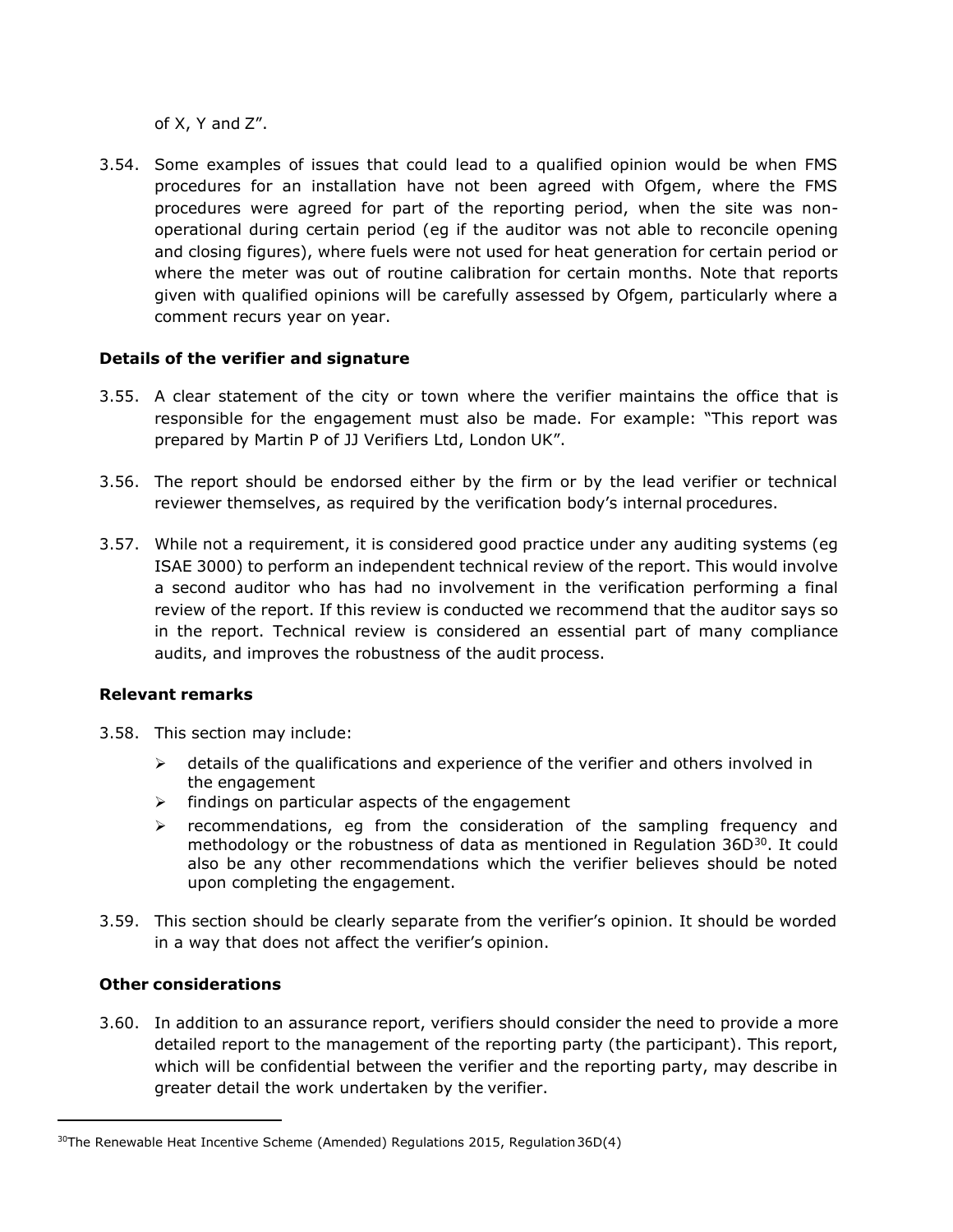of X, Y and Z".

3.54. Some examples of issues that could lead to a qualified opinion would be when FMS procedures for an installation have not been agreed with Ofgem, where the FMS procedures were agreed for part of the reporting period, when the site was non-operational during certain period (eg if the auditor was not able to reconcile opening and closing figures), where fuels were not used for heat generation for certain period or where the meter was out of routine calibration for certain months. Note that reports given with qualified opinions will be carefully assessed by Ofgem, particularly where a comment recurs year on year.

**Details of the verifier and signature**

3.55. A clear statement of the city or town where the verifier maintains the office that is responsible for the engagement must also be made. For example: "This report was prepared by Martin P of JJ Verifiers Ltd, London UK".

3.56. The report should be endorsed either by the firm or by the lead verifier or technical reviewer themselves, as required by the verification body's internal procedures.

3.57. While not a requirement, it is considered good practice under any auditing systems (eg ISAE 3000) to perform an independent technical review of the report. This would involve a second auditor who has had no involvement in the verification performing a final review of the report. If this review is conducted we recommend that the auditor says so in the report. Technical review is considered an essential part of many compliance audits, and improves the robustness of the audit process.

**Relevant remarks**

3.58. This section may include:

- details of the qualifications and experience of the verifier and others involved in the engagement
- findings on particular aspects of the engagement
- recommendations, eg from the consideration of the sampling frequency and methodology or the robustness of data as mentioned in Regulation 36D[30]. It could also be any other recommendations which the verifier believes should be noted upon completing the engagement.

3.59. This section should be clearly separate from the verifier's opinion. It should be worded in a way that does not affect the verifier's opinion.

**Other considerations**

3.60. In addition to an assurance report, verifiers should consider the need to provide a more detailed report to the management of the reporting party (the participant). This report, which will be confidential between the verifier and the reporting party, may describe in greater detail the work undertaken by the verifier.

[30] The Renewable Heat Incentive Scheme (Amended) Regulations 2015, Regulation 36D(4)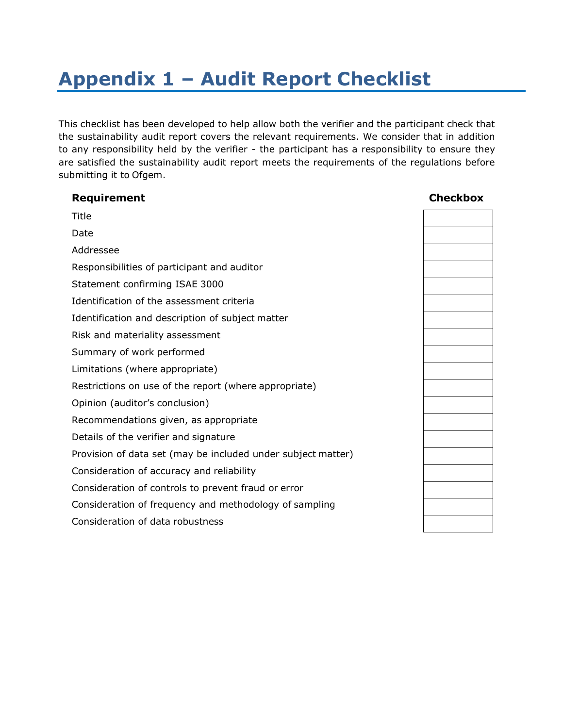# Appendix 1 – Audit Report Checklist

This checklist has been developed to help allow both the verifier and the participant check that the sustainability audit report covers the relevant requirements. We consider that in addition to any responsibility held by the verifier - the participant has a responsibility to ensure they are satisfied the sustainability audit report meets the requirements of the regulations before submitting it to Ofgem.

| Requirement | Checkbox |
| --- | --- |
| Title | |
| Date | |
| Addressee | |
| Responsibilities of participant and auditor | |
| Statement confirming ISAE 3000 | |
| Identification of the assessment criteria | |
| Identification and description of subject matter | |
| Risk and materiality assessment | |
| Summary of work performed | |
| Limitations (where appropriate) | |
| Restrictions on use of the report (where appropriate) | |
| Opinion (auditor's conclusion) | |
| Recommendations given, as appropriate | |
| Details of the verifier and signature | |
| Provision of data set (may be included under subject matter) | |
| Consideration of accuracy and reliability | |
| Consideration of controls to prevent fraud or error | |
| Consideration of frequency and methodology of sampling | |
| Consideration of data robustness | |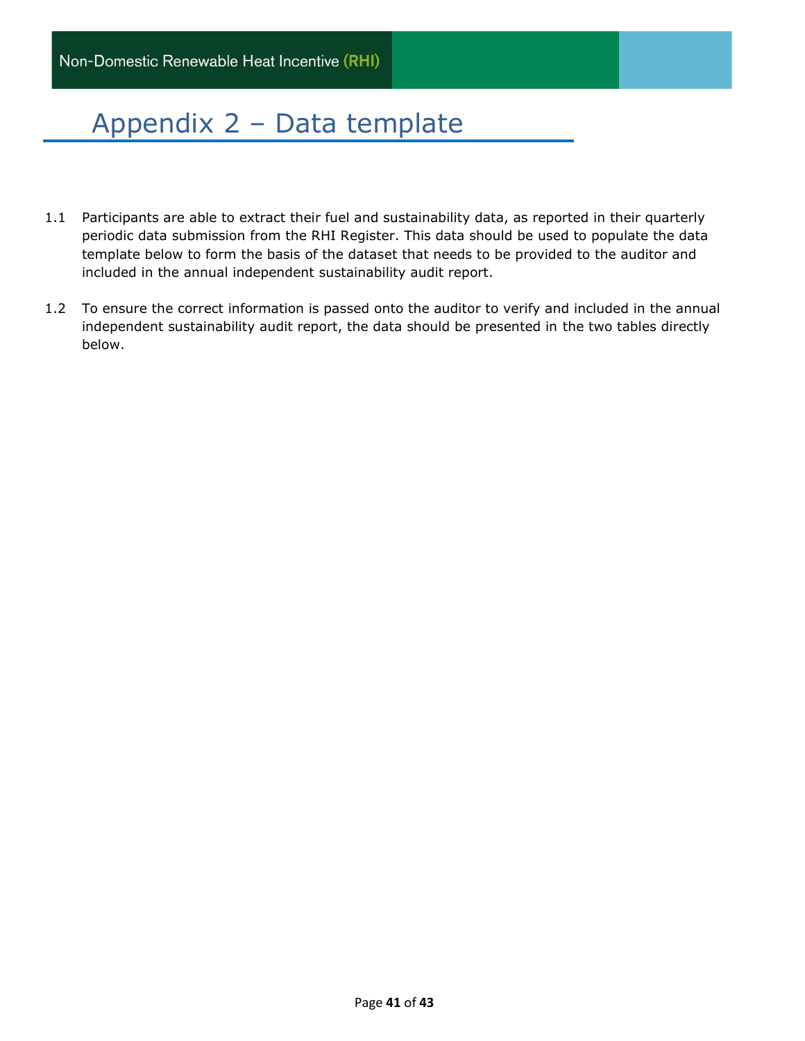# Appendix 2 – Data template

1.1 Participants are able to extract their fuel and sustainability data, as reported in their quarterly periodic data submission from the RHI Register. This data should be used to populate the data template below to form the basis of the dataset that needs to be provided to the auditor and included in the annual independent sustainability audit report.

1.2 To ensure the correct information is passed onto the auditor to verify and included in the annual independent sustainability audit report, the data should be presented in the two tables directly below.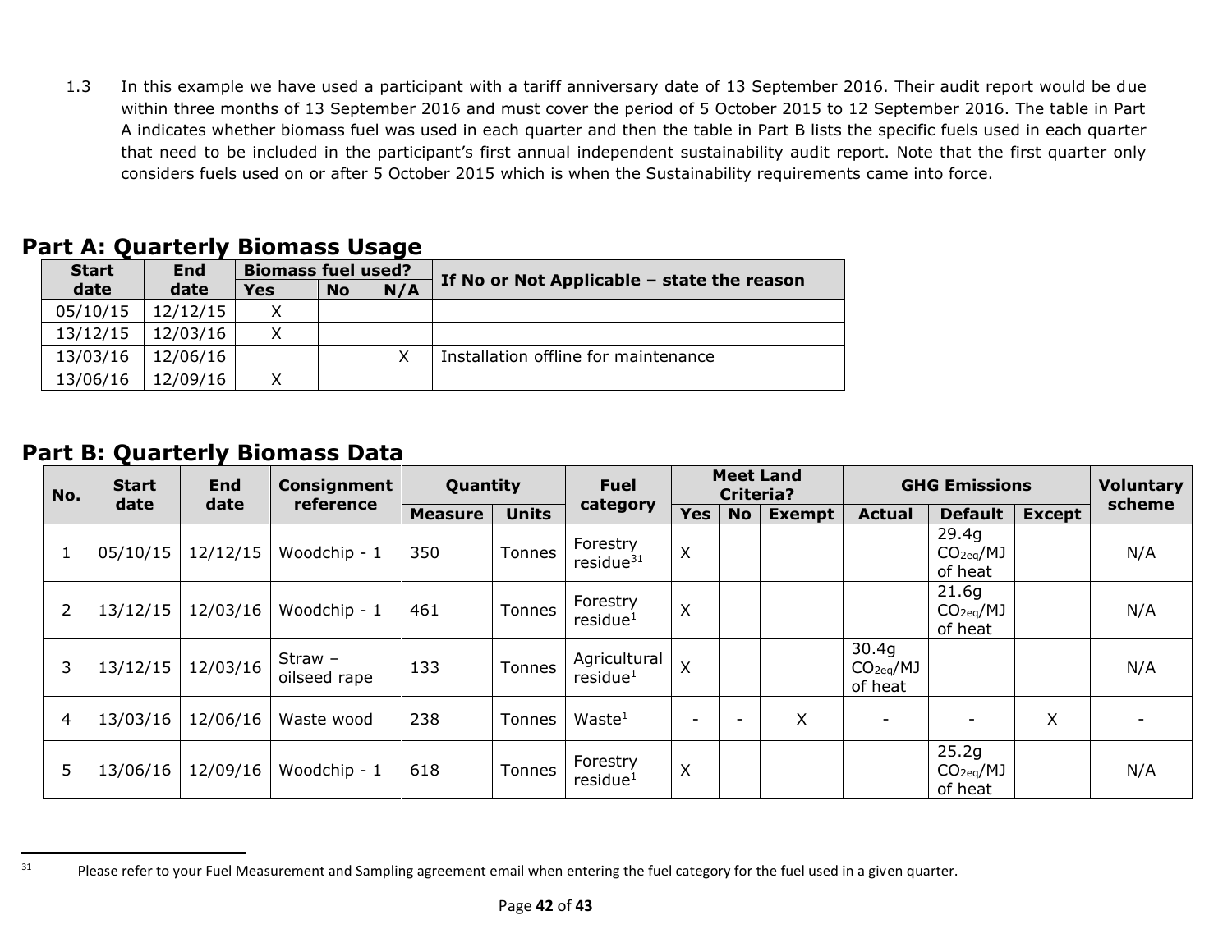1.3 In this example we have used a participant with a tariff anniversary date of 13 September 2016. Their audit report would be due within three months of 13 September 2016 and must cover the period of 5 October 2015 to 12 September 2016. The table in Part A indicates whether biomass fuel was used in each quarter and then the table in Part B lists the specific fuels used in each quarter that need to be included in the participant's first annual independent sustainability audit report. Note that the first quarter only considers fuels used on or after 5 October 2015 which is when the Sustainability requirements came into force.

## Part A: Quarterly Biomass Usage

| Start date | End date | Biomass fuel used? | | | If No or Not Applicable – state the reason |
|---|---|---|---|---|---|
| | | Yes | No | N/A | |
| 05/10/15 | 12/12/15 | X | | | |
| 13/12/15 | 12/03/16 | X | | | |
| 13/03/16 | 12/06/16 | | | X | Installation offline for maintenance |
| 13/06/16 | 12/09/16 | X | | | |

## Part B: Quarterly Biomass Data

| No. | Start date | End date | Consignment reference | Quantity | | Fuel category | Meet Land Criteria? | | | GHG Emissions | | | Voluntary scheme |
|---|---|---|---|---|---|---|---|---|---|---|---|---|---|
| | | | | Measure | Units | | Yes | No | Exempt | Actual | Default | Except | |
| 1 | 05/10/15 | 12/12/15 | Woodchip - 1 | 350 | Tonnes | Forestry residue[31] | X | | | | 29.4g $CO_{2eq}$/MJ of heat | | N/A |
| 2 | 13/12/15 | 12/03/16 | Woodchip - 1 | 461 | Tonnes | Forestry residue[1] | X | | | | 21.6g $CO_{2eq}$/MJ of heat | | N/A |
| 3 | 13/12/15 | 12/03/16 | Straw – oilseed rape | 133 | Tonnes | Agricultural residue[1] | X | | | 30.4g $CO_{2eq}$/MJ of heat | | | N/A |
| 4 | 13/03/16 | 12/06/16 | Waste wood | 238 | Tonnes | Waste[1] | - | - | X | - | - | X | - |
| 5 | 13/06/16 | 12/09/16 | Woodchip - 1 | 618 | Tonnes | Forestry residue[1] | X | | | | 25.2g $CO_{2eq}$/MJ of heat | | N/A |

[31] Please refer to your Fuel Measurement and Sampling agreement email when entering the fuel category for the fuel used in a given quarter.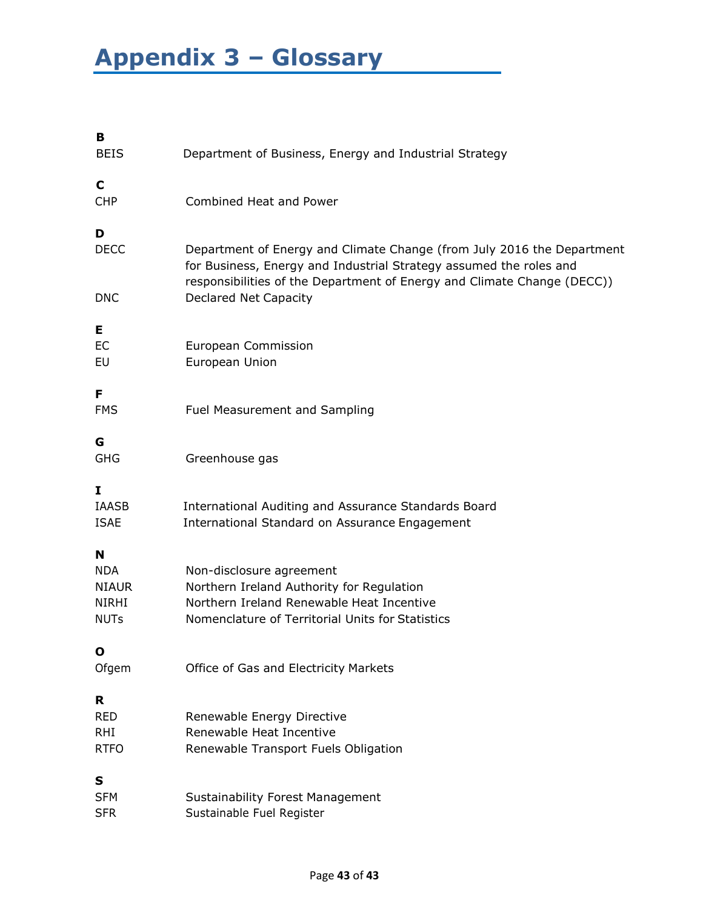# Appendix 3 – Glossary

**B**

| | |
|---|---|
| BEIS | Department of Business, Energy and Industrial Strategy |

**C**

| | |
|---|---|
| CHP | Combined Heat and Power |

**D**

| | |
|---|---|
| DECC | Department of Energy and Climate Change (from July 2016 the Department for Business, Energy and Industrial Strategy assumed the roles and responsibilities of the Department of Energy and Climate Change (DECC)) |
| DNC | Declared Net Capacity |

**E**

| | |
|---|---|
| EC | European Commission |
| EU | European Union |

**F**

| | |
|---|---|
| FMS | Fuel Measurement and Sampling |

**G**

| | |
|---|---|
| GHG | Greenhouse gas |

**I**

| | |
|---|---|
| IAASB | International Auditing and Assurance Standards Board |
| ISAE | International Standard on Assurance Engagement |

**N**

| | |
|---|---|
| NDA | Non-disclosure agreement |
| NIAUR | Northern Ireland Authority for Regulation |
| NIRHI | Northern Ireland Renewable Heat Incentive |
| NUTs | Nomenclature of Territorial Units for Statistics |

**O**

| | |
|---|---|
| Ofgem | Office of Gas and Electricity Markets |

**R**

| | |
|---|---|
| RED | Renewable Energy Directive |
| RHI | Renewable Heat Incentive |
| RTFO | Renewable Transport Fuels Obligation |

**S**

| | |
|---|---|
| SFM | Sustainability Forest Management |
| SFR | Sustainable Fuel Register |